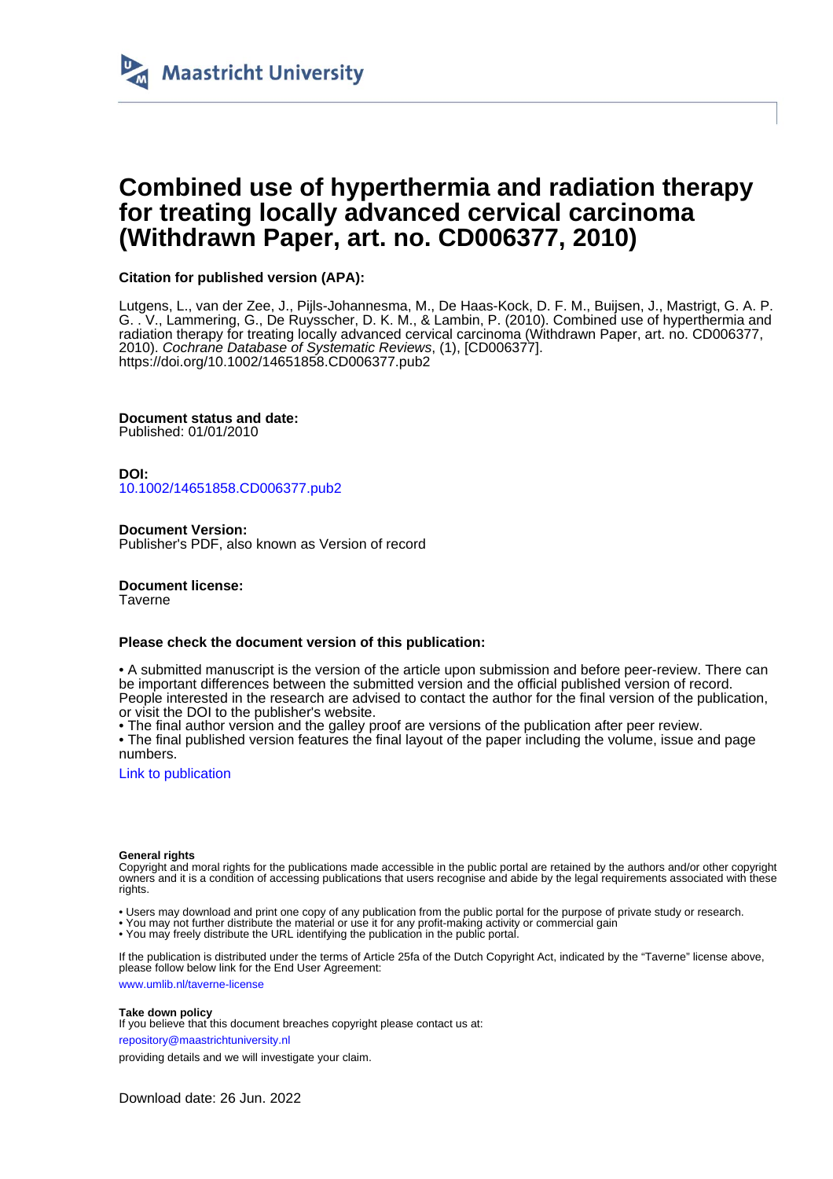Maastricht University

# Combined use of hyperthermia and radiation therapy for treating locally advanced cervical carcinoma (Withdrawn Paper, art. no. CD006377, 2010)

**Citation for published version (APA):**

Lutgens, L., van der Zee, J., Pijls-Johannesma, M., De Haas-Kock, D. F. M., Buijsen, J., Mastrigt, G. A. P. G. . V., Lammering, G., De Ruysscher, D. K. M., & Lambin, P. (2010). Combined use of hyperthermia and radiation therapy for treating locally advanced cervical carcinoma (Withdrawn Paper, art. no. CD006377, 2010). *Cochrane Database of Systematic Reviews*, (1), [CD006377]. https://doi.org/10.1002/14651858.CD006377.pub2

**Document status and date:**
Published: 01/01/2010

**DOI:**
10.1002/14651858.CD006377.pub2

**Document Version:**
Publisher's PDF, also known as Version of record

**Document license:**
Taverne

**Please check the document version of this publication:**

• A submitted manuscript is the version of the article upon submission and before peer-review. There can be important differences between the submitted version and the official published version of record. People interested in the research are advised to contact the author for the final version of the publication, or visit the DOI to the publisher's website.
• The final author version and the galley proof are versions of the publication after peer review.
• The final published version features the final layout of the paper including the volume, issue and page numbers.

Link to publication

**General rights**
Copyright and moral rights for the publications made accessible in the public portal are retained by the authors and/or other copyright owners and it is a condition of accessing publications that users recognise and abide by the legal requirements associated with these rights.

• Users may download and print one copy of any publication from the public portal for the purpose of private study or research.
• You may not further distribute the material or use it for any profit-making activity or commercial gain
• You may freely distribute the URL identifying the publication in the public portal.

If the publication is distributed under the terms of Article 25fa of the Dutch Copyright Act, indicated by the "Taverne" license above, please follow below link for the End User Agreement:
www.umlib.nl/taverne-license

**Take down policy**
If you believe that this document breaches copyright please contact us at:
repository@maastrichtuniversity.nl
providing details and we will investigate your claim.

Download date: 26 Jun. 2022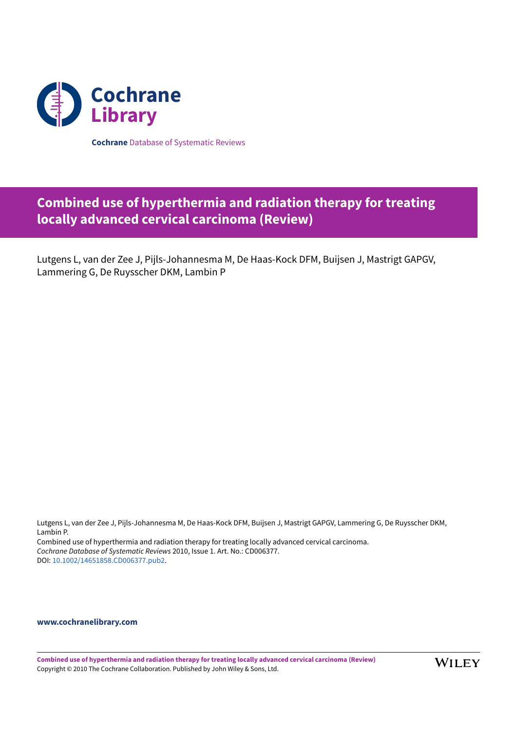Cochrane Database of Systematic Reviews

# Combined use of hyperthermia and radiation therapy for treating locally advanced cervical carcinoma (Review)

Lutgens L, van der Zee J, Pijls-Johannesma M, De Haas-Kock DFM, Buijsen J, Mastrigt GAPGV, Lammering G, De Ruysscher DKM, Lambin P

Lutgens L, van der Zee J, Pijls-Johannesma M, De Haas-Kock DFM, Buijsen J, Mastrigt GAPGV, Lammering G, De Ruysscher DKM, Lambin P.
Combined use of hyperthermia and radiation therapy for treating locally advanced cervical carcinoma.
*Cochrane Database of Systematic Reviews* 2010, Issue 1. Art. No.: CD006377.
DOI: 10.1002/14651858.CD006377.pub2.

**www.cochranelibrary.com**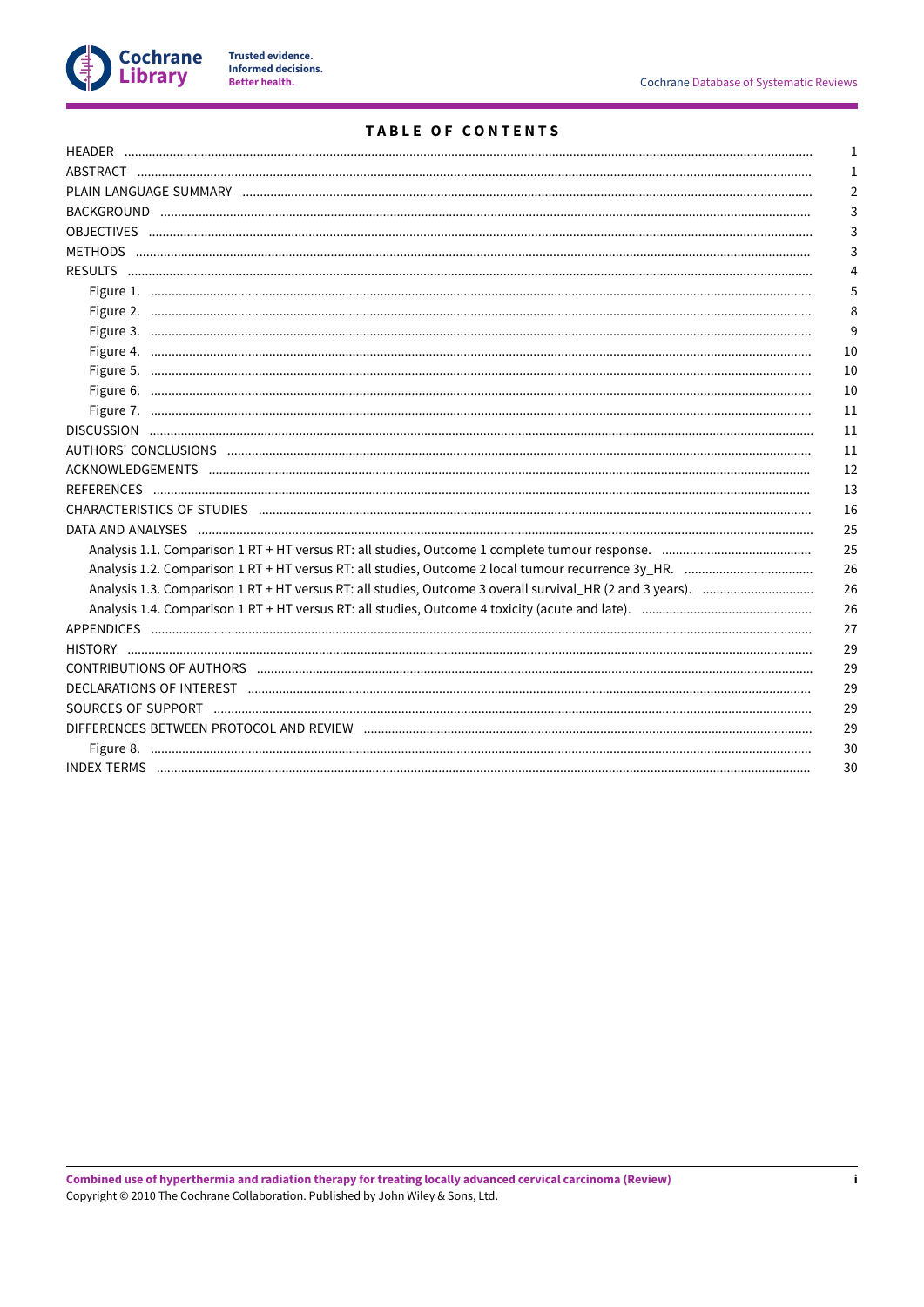# TABLE OF CONTENTS

| | |
|---|---|
| HEADER | 1 |
| ABSTRACT | 1 |
| PLAIN LANGUAGE SUMMARY | 2 |
| BACKGROUND | 3 |
| OBJECTIVES | 3 |
| METHODS | 3 |
| RESULTS | 4 |
| Figure 1. | 5 |
| Figure 2. | 8 |
| Figure 3. | 9 |
| Figure 4. | 10 |
| Figure 5. | 10 |
| Figure 6. | 10 |
| Figure 7. | 11 |
| DISCUSSION | 11 |
| AUTHORS' CONCLUSIONS | 11 |
| ACKNOWLEDGEMENTS | 12 |
| REFERENCES | 13 |
| CHARACTERISTICS OF STUDIES | 16 |
| DATA AND ANALYSES | 25 |
| Analysis 1.1. Comparison 1 RT + HT versus RT: all studies, Outcome 1 complete tumour response. | 25 |
| Analysis 1.2. Comparison 1 RT + HT versus RT: all studies, Outcome 2 local tumour recurrence 3y_HR. | 26 |
| Analysis 1.3. Comparison 1 RT + HT versus RT: all studies, Outcome 3 overall survival_HR (2 and 3 years). | 26 |
| Analysis 1.4. Comparison 1 RT + HT versus RT: all studies, Outcome 4 toxicity (acute and late). | 26 |
| APPENDICES | 27 |
| HISTORY | 29 |
| CONTRIBUTIONS OF AUTHORS | 29 |
| DECLARATIONS OF INTEREST | 29 |
| SOURCES OF SUPPORT | 29 |
| DIFFERENCES BETWEEN PROTOCOL AND REVIEW | 29 |
| Figure 8. | 30 |
| INDEX TERMS | 30 |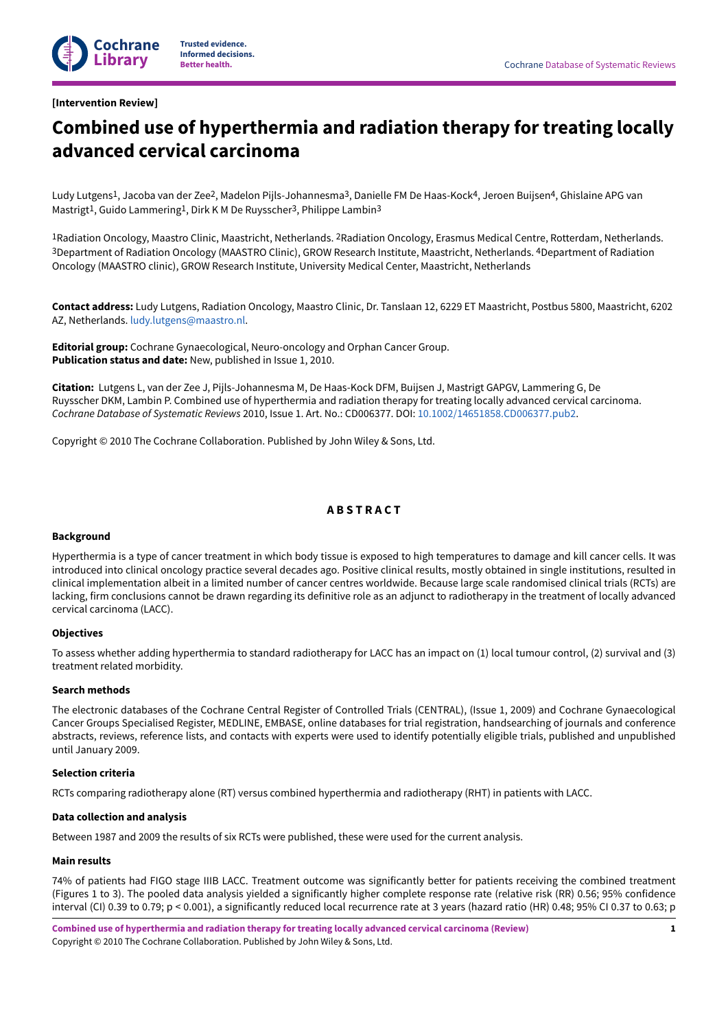[Intervention Review]

# Combined use of hyperthermia and radiation therapy for treating locally advanced cervical carcinoma

Ludy Lutgens[1], Jacoba van der Zee[2], Madelon Pijls-Johannesma[3], Danielle FM De Haas-Kock[4], Jeroen Buijsen[4], Ghislaine APG van Mastrigt[1], Guido Lammering[1], Dirk K M De Ruysscher[3], Philippe Lambin[3]

[1]Radiation Oncology, Maastro Clinic, Maastricht, Netherlands. [2]Radiation Oncology, Erasmus Medical Centre, Rotterdam, Netherlands. [3]Department of Radiation Oncology (MAASTRO Clinic), GROW Research Institute, Maastricht, Netherlands. [4]Department of Radiation Oncology (MAASTRO clinic), GROW Research Institute, University Medical Center, Maastricht, Netherlands

**Contact address:** Ludy Lutgens, Radiation Oncology, Maastro Clinic, Dr. Tanslaan 12, 6229 ET Maastricht, Postbus 5800, Maastricht, 6202 AZ, Netherlands. ludy.lutgens@maastro.nl.

**Editorial group:** Cochrane Gynaecological, Neuro-oncology and Orphan Cancer Group.
**Publication status and date:** New, published in Issue 1, 2010.

**Citation:** Lutgens L, van der Zee J, Pijls-Johannesma M, De Haas-Kock DFM, Buijsen J, Mastrigt GAPGV, Lammering G, De Ruysscher DKM, Lambin P. Combined use of hyperthermia and radiation therapy for treating locally advanced cervical carcinoma. *Cochrane Database of Systematic Reviews* 2010, Issue 1. Art. No.: CD006377. DOI: 10.1002/14651858.CD006377.pub2.

Copyright © 2010 The Cochrane Collaboration. Published by John Wiley & Sons, Ltd.

## ABSTRACT

### Background

Hyperthermia is a type of cancer treatment in which body tissue is exposed to high temperatures to damage and kill cancer cells. It was introduced into clinical oncology practice several decades ago. Positive clinical results, mostly obtained in single institutions, resulted in clinical implementation albeit in a limited number of cancer centres worldwide. Because large scale randomised clinical trials (RCTs) are lacking, firm conclusions cannot be drawn regarding its definitive role as an adjunct to radiotherapy in the treatment of locally advanced cervical carcinoma (LACC).

### Objectives

To assess whether adding hyperthermia to standard radiotherapy for LACC has an impact on (1) local tumour control, (2) survival and (3) treatment related morbidity.

### Search methods

The electronic databases of the Cochrane Central Register of Controlled Trials (CENTRAL), (Issue 1, 2009) and Cochrane Gynaecological Cancer Groups Specialised Register, MEDLINE, EMBASE, online databases for trial registration, handsearching of journals and conference abstracts, reviews, reference lists, and contacts with experts were used to identify potentially eligible trials, published and unpublished until January 2009.

### Selection criteria

RCTs comparing radiotherapy alone (RT) versus combined hyperthermia and radiotherapy (RHT) in patients with LACC.

### Data collection and analysis

Between 1987 and 2009 the results of six RCTs were published, these were used for the current analysis.

### Main results

74% of patients had FIGO stage IIIB LACC. Treatment outcome was significantly better for patients receiving the combined treatment (Figures 1 to 3). The pooled data analysis yielded a significantly higher complete response rate (relative risk (RR) 0.56; 95% confidence interval (CI) 0.39 to 0.79; $p < 0.001$), a significantly reduced local recurrence rate at 3 years (hazard ratio (HR) 0.48; 95% CI 0.37 to 0.63; p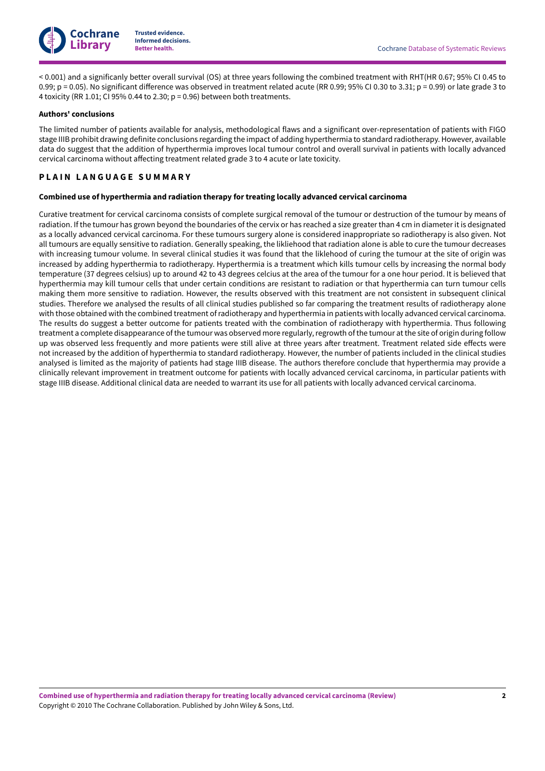< 0.001) and a significanly better overall survival (OS) at three years following the combined treatment with RHT(HR 0.67; 95% CI 0.45 to 0.99; p = 0.05). No significant difference was observed in treatment related acute (RR 0.99; 95% CI 0.30 to 3.31; p = 0.99) or late grade 3 to 4 toxicity (RR 1.01; CI 95% 0.44 to 2.30; p = 0.96) between both treatments.

### Authors' conclusions

The limited number of patients available for analysis, methodological flaws and a significant over-representation of patients with FIGO stage IIIB prohibit drawing definite conclusions regarding the impact of adding hyperthermia to standard radiotherapy. However, available data do suggest that the addition of hyperthermia improves local tumour control and overall survival in patients with locally advanced cervical carcinoma without affecting treatment related grade 3 to 4 acute or late toxicity.

## PLAIN LANGUAGE SUMMARY

### Combined use of hyperthermia and radiation therapy for treating locally advanced cervical carcinoma

Curative treatment for cervical carcinoma consists of complete surgical removal of the tumour or destruction of the tumour by means of radiation. If the tumour has grown beyond the boundaries of the cervix or has reached a size greater than 4 cm in diameter it is designated as a locally advanced cervical carcinoma. For these tumours surgery alone is considered inappropriate so radiotherapy is also given. Not all tumours are equally sensitive to radiation. Generally speaking, the likliehood that radiation alone is able to cure the tumour decreases with increasing tumour volume. In several clinical studies it was found that the liklehood of curing the tumour at the site of origin was increased by adding hyperthermia to radiotherapy. Hyperthermia is a treatment which kills tumour cells by increasing the normal body temperature (37 degrees celsius) up to around 42 to 43 degrees celcius at the area of the tumour for a one hour period. It is believed that hyperthermia may kill tumour cells that under certain conditions are resistant to radiation or that hyperthermia can turn tumour cells making them more sensitive to radiation. However, the results observed with this treatment are not consistent in subsequent clinical studies. Therefore we analysed the results of all clinical studies published so far comparing the treatment results of radiotherapy alone with those obtained with the combined treatment of radiotherapy and hyperthermia in patients with locally advanced cervical carcinoma. The results do suggest a better outcome for patients treated with the combination of radiotherapy with hyperthermia. Thus following treatment a complete disappearance of the tumour was observed more regularly, regrowth of the tumour at the site of origin during follow up was observed less frequently and more patients were still alive at three years after treatment. Treatment related side effects were not increased by the addition of hyperthermia to standard radiotherapy. However, the number of patients included in the clinical studies analysed is limited as the majority of patients had stage IIIB disease. The authors therefore conclude that hyperthermia may provide a clinically relevant improvement in treatment outcome for patients with locally advanced cervical carcinoma, in particular patients with stage IIIB disease. Additional clinical data are needed to warrant its use for all patients with locally advanced cervical carcinoma.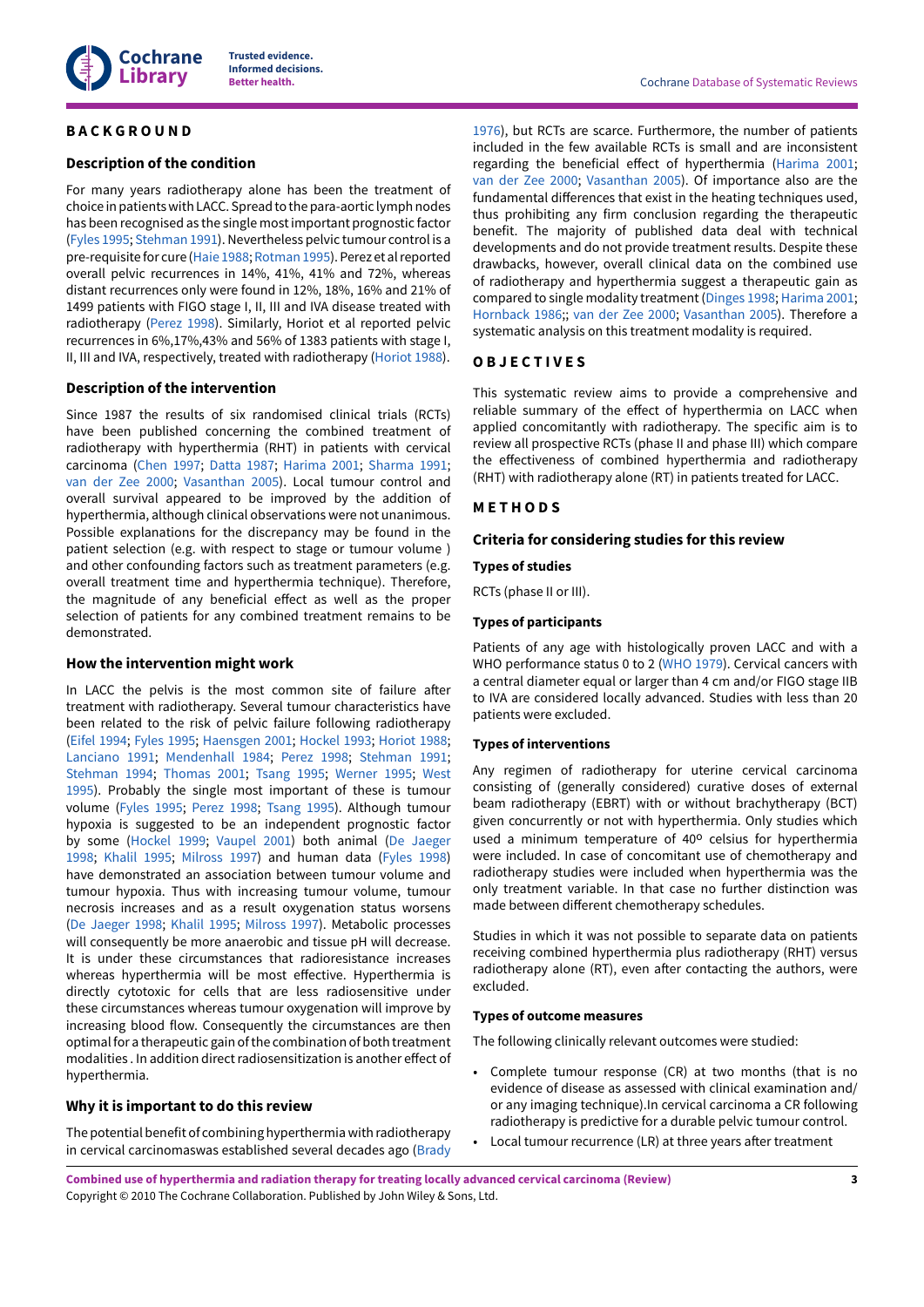# BACKGROUND

## Description of the condition

For many years radiotherapy alone has been the treatment of choice in patients with LACC. Spread to the para-aortic lymph nodes has been recognised as the single most important prognostic factor (Fyles 1995; Stehman 1991). Nevertheless pelvic tumour control is a pre-requisite for cure (Haie 1988; Rotman 1995). Perez et al reported overall pelvic recurrences in 14%, 41%, 41% and 72%, whereas distant recurrences only were found in 12%, 18%, 16% and 21% of 1499 patients with FIGO stage I, II, III and IVA disease treated with radiotherapy (Perez 1998). Similarly, Horiot et al reported pelvic recurrences in 6%,17%,43% and 56% of 1383 patients with stage I, II, III and IVA, respectively, treated with radiotherapy (Horiot 1988).

## Description of the intervention

Since 1987 the results of six randomised clinical trials (RCTs) have been published concerning the combined treatment of radiotherapy with hyperthermia (RHT) in patients with cervical carcinoma (Chen 1997; Datta 1987; Harima 2001; Sharma 1991; van der Zee 2000; Vasanthan 2005). Local tumour control and overall survival appeared to be improved by the addition of hyperthermia, although clinical observations were not unanimous. Possible explanations for the discrepancy may be found in the patient selection (e.g. with respect to stage or tumour volume ) and other confounding factors such as treatment parameters (e.g. overall treatment time and hyperthermia technique). Therefore, the magnitude of any beneficial effect as well as the proper selection of patients for any combined treatment remains to be demonstrated.

## How the intervention might work

In LACC the pelvis is the most common site of failure after treatment with radiotherapy. Several tumour characteristics have been related to the risk of pelvic failure following radiotherapy (Eifel 1994; Fyles 1995; Haensgen 2001; Hockel 1993; Horiot 1988; Lanciano 1991; Mendenhall 1984; Perez 1998; Stehman 1991; Stehman 1994; Thomas 2001; Tsang 1995; Werner 1995; West 1995). Probably the single most important of these is tumour volume (Fyles 1995; Perez 1998; Tsang 1995). Although tumour hypoxia is suggested to be an independent prognostic factor by some (Hockel 1999; Vaupel 2001) both animal (De Jaeger 1998; Khalil 1995; Milross 1997) and human data (Fyles 1998) have demonstrated an association between tumour volume and tumour hypoxia. Thus with increasing tumour volume, tumour necrosis increases and as a result oxygenation status worsens (De Jaeger 1998; Khalil 1995; Milross 1997). Metabolic processes will consequently be more anaerobic and tissue pH will decrease. It is under these circumstances that radioresistance increases whereas hyperthermia will be most effective. Hyperthermia is directly cytotoxic for cells that are less radiosensitive under these circumstances whereas tumour oxygenation will improve by increasing blood flow. Consequently the circumstances are then optimal for a therapeutic gain of the combination of both treatment modalities . In addition direct radiosensitization is another effect of hyperthermia.

## Why it is important to do this review

The potential benefit of combining hyperthermia with radiotherapy in cervical carcinomaswas established several decades ago (Brady 1976), but RCTs are scarce. Furthermore, the number of patients included in the few available RCTs is small and are inconsistent regarding the beneficial effect of hyperthermia (Harima 2001; van der Zee 2000; Vasanthan 2005). Of importance also are the fundamental differences that exist in the heating techniques used, thus prohibiting any firm conclusion regarding the therapeutic benefit. The majority of published data deal with technical developments and do not provide treatment results. Despite these drawbacks, however, overall clinical data on the combined use of radiotherapy and hyperthermia suggest a therapeutic gain as compared to single modality treatment (Dinges 1998; Harima 2001; Hornback 1986;; van der Zee 2000; Vasanthan 2005). Therefore a systematic analysis on this treatment modality is required.

# OBJECTIVES

This systematic review aims to provide a comprehensive and reliable summary of the effect of hyperthermia on LACC when applied concomitantly with radiotherapy. The specific aim is to review all prospective RCTs (phase II and phase III) which compare the effectiveness of combined hyperthermia and radiotherapy (RHT) with radiotherapy alone (RT) in patients treated for LACC.

# METHODS

## Criteria for considering studies for this review

### Types of studies

RCTs (phase II or III).

### Types of participants

Patients of any age with histologically proven LACC and with a WHO performance status 0 to 2 (WHO 1979). Cervical cancers with a central diameter equal or larger than 4 cm and/or FIGO stage IIB to IVA are considered locally advanced. Studies with less than 20 patients were excluded.

### Types of interventions

Any regimen of radiotherapy for uterine cervical carcinoma consisting of (generally considered) curative doses of external beam radiotherapy (EBRT) with or without brachytherapy (BCT) given concurrently or not with hyperthermia. Only studies which used a minimum temperature of 40º celsius for hyperthermia were included. In case of concomitant use of chemotherapy and radiotherapy studies were included when hyperthermia was the only treatment variable. In that case no further distinction was made between different chemotherapy schedules.

Studies in which it was not possible to separate data on patients receiving combined hyperthermia plus radiotherapy (RHT) versus radiotherapy alone (RT), even after contacting the authors, were excluded.

### Types of outcome measures

The following clinically relevant outcomes were studied:

- Complete tumour response (CR) at two months (that is no evidence of disease as assessed with clinical examination and/or any imaging technique).In cervical carcinoma a CR following radiotherapy is predictive for a durable pelvic tumour control.
- Local tumour recurrence (LR) at three years after treatment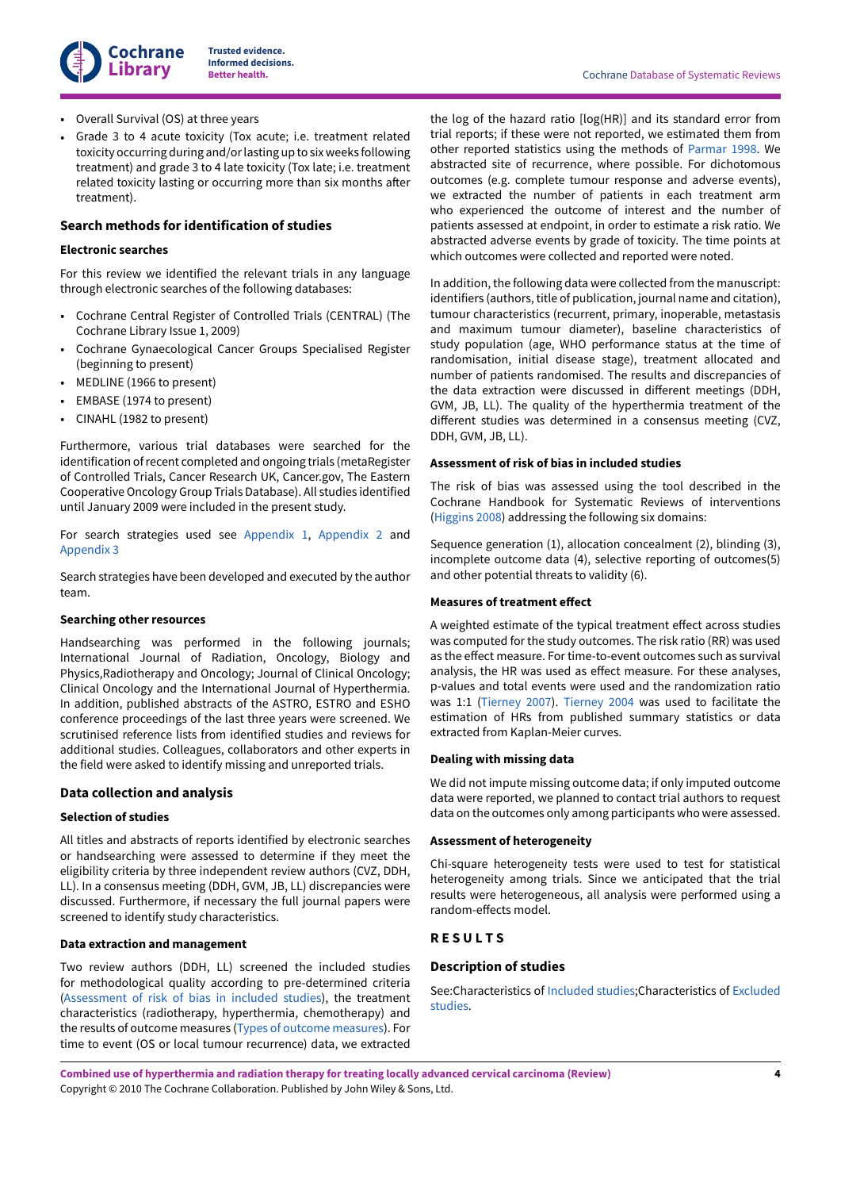- Overall Survival (OS) at three years
- Grade 3 to 4 acute toxicity (Tox acute; i.e. treatment related toxicity occurring during and/or lasting up to six weeks following treatment) and grade 3 to 4 late toxicity (Tox late; i.e. treatment related toxicity lasting or occurring more than six months after treatment).

## Search methods for identification of studies

### Electronic searches

For this review we identified the relevant trials in any language through electronic searches of the following databases:

- Cochrane Central Register of Controlled Trials (CENTRAL) (The Cochrane Library Issue 1, 2009)
- Cochrane Gynaecological Cancer Groups Specialised Register (beginning to present)
- MEDLINE (1966 to present)
- EMBASE (1974 to present)
- CINAHL (1982 to present)

Furthermore, various trial databases were searched for the identification of recent completed and ongoing trials (metaRegister of Controlled Trials, Cancer Research UK, Cancer.gov, The Eastern Cooperative Oncology Group Trials Database). All studies identified until January 2009 were included in the present study.

For search strategies used see Appendix 1, Appendix 2 and Appendix 3

Search strategies have been developed and executed by the author team.

### Searching other resources

Handsearching was performed in the following journals; International Journal of Radiation, Oncology, Biology and Physics,Radiotherapy and Oncology; Journal of Clinical Oncology; Clinical Oncology and the International Journal of Hyperthermia. In addition, published abstracts of the ASTRO, ESTRO and ESHO conference proceedings of the last three years were screened. We scrutinised reference lists from identified studies and reviews for additional studies. Colleagues, collaborators and other experts in the field were asked to identify missing and unreported trials.

## Data collection and analysis

### Selection of studies

All titles and abstracts of reports identified by electronic searches or handsearching were assessed to determine if they meet the eligibility criteria by three independent review authors (CVZ, DDH, LL). In a consensus meeting (DDH, GVM, JB, LL) discrepancies were discussed. Furthermore, if necessary the full journal papers were screened to identify study characteristics.

### Data extraction and management

Two review authors (DDH, LL) screened the included studies for methodological quality according to pre-determined criteria (Assessment of risk of bias in included studies), the treatment characteristics (radiotherapy, hyperthermia, chemotherapy) and the results of outcome measures (Types of outcome measures). For time to event (OS or local tumour recurrence) data, we extracted the log of the hazard ratio [log(HR)] and its standard error from trial reports; if these were not reported, we estimated them from other reported statistics using the methods of Parmar 1998. We abstracted site of recurrence, where possible. For dichotomous outcomes (e.g. complete tumour response and adverse events), we extracted the number of patients in each treatment arm who experienced the outcome of interest and the number of patients assessed at endpoint, in order to estimate a risk ratio. We abstracted adverse events by grade of toxicity. The time points at which outcomes were collected and reported were noted.

In addition, the following data were collected from the manuscript: identifiers (authors, title of publication, journal name and citation), tumour characteristics (recurrent, primary, inoperable, metastasis and maximum tumour diameter), baseline characteristics of study population (age, WHO performance status at the time of randomisation, initial disease stage), treatment allocated and number of patients randomised. The results and discrepancies of the data extraction were discussed in different meetings (DDH, GVM, JB, LL). The quality of the hyperthermia treatment of the different studies was determined in a consensus meeting (CVZ, DDH, GVM, JB, LL).

### Assessment of risk of bias in included studies

The risk of bias was assessed using the tool described in the Cochrane Handbook for Systematic Reviews of interventions (Higgins 2008) addressing the following six domains:

Sequence generation (1), allocation concealment (2), blinding (3), incomplete outcome data (4), selective reporting of outcomes(5) and other potential threats to validity (6).

### Measures of treatment effect

A weighted estimate of the typical treatment effect across studies was computed for the study outcomes. The risk ratio (RR) was used as the effect measure. For time-to-event outcomes such as survival analysis, the HR was used as effect measure. For these analyses, p-values and total events were used and the randomization ratio was 1:1 (Tierney 2007). Tierney 2004 was used to facilitate the estimation of HRs from published summary statistics or data extracted from Kaplan-Meier curves.

### Dealing with missing data

We did not impute missing outcome data; if only imputed outcome data were reported, we planned to contact trial authors to request data on the outcomes only among participants who were assessed.

### Assessment of heterogeneity

Chi-square heterogeneity tests were used to test for statistical heterogeneity among trials. Since we anticipated that the trial results were heterogeneous, all analysis were performed using a random-effects model.

# RESULTS

## Description of studies

See:Characteristics of Included studies;Characteristics of Excluded studies.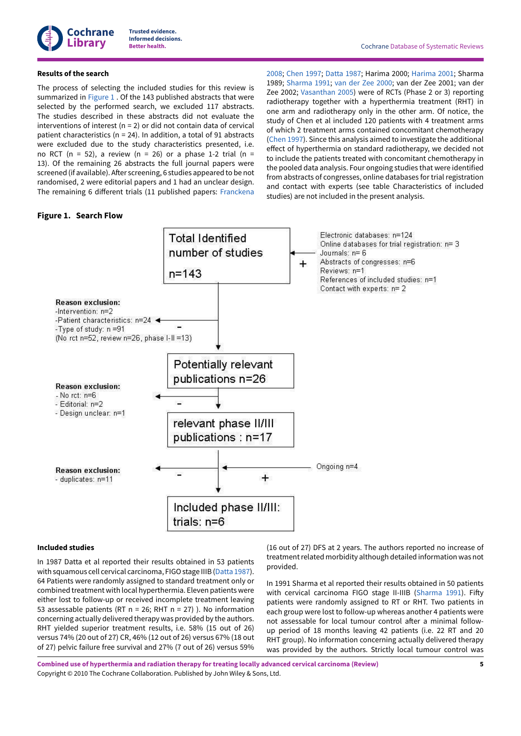### Results of the search

The process of selecting the included studies for this review is summarized in Figure 1 . Of the 143 published abstracts that were selected by the performed search, we excluded 117 abstracts. The studies described in these abstracts did not evaluate the interventions of interest (n = 2) or did not contain data of cervical patient characteristics (n = 24). In addition, a total of 91 abstracts were excluded due to the study characteristics presented, i.e. no RCT (n = 52), a review (n = 26) or a phase 1-2 trial (n = 13). Of the remaining 26 abstracts the full journal papers were screened (if available). After screening, 6 studies appeared to be not randomised, 2 were editorial papers and 1 had an unclear design. The remaining 6 different trials (11 published papers: Franckena 2008; Chen 1997; Datta 1987; Harima 2000; Harima 2001; Sharma 1989; Sharma 1991; van der Zee 2000; van der Zee 2001; van der Zee 2002; Vasanthan 2005) were of RCTs (Phase 2 or 3) reporting radiotherapy together with a hyperthermia treatment (RHT) in one arm and radiotherapy only in the other arm. Of notice, the study of Chen et al included 120 patients with 4 treatment arms of which 2 treatment arms contained concomitant chemotherapy (Chen 1997). Since this analysis aimed to investigate the additional effect of hyperthermia on standard radiotherapy, we decided not to include the patients treated with concomitant chemotherapy in the pooled data analysis. Four ongoing studies that were identified from abstracts of congresses, online databases for trial registration and contact with experts (see table Characteristics of included studies) are not included in the present analysis.

**Figure 1. Search Flow**

Total Identified number of studies n=143

+ Electronic databases: n=124; Online databases for trial registration: n= 3; Journals: n= 6; Abstracts of congresses: n=6; Reviews: n=1; References of included studies: n=1; Contact with experts: n= 2

– Reason exclusion: -Intervention: n=2; -Patient characteristics: n=24; -Type of study: n =91 (No rct n=52, review n=26, phase I-II =13)

Potentially relevant publications n=26

– Reason exclusion: - No rct: n=6; - Editorial: n=2; - Design unclear: n=1

relevant phase II/III publications : n=17

– Reason exclusion: - duplicates: n=11

+ Ongoing n=4

Included phase II/III: trials: n=6

### Included studies

In 1987 Datta et al reported their results obtained in 53 patients with squamous cell cervical carcinoma, FIGO stage IIIB (Datta 1987). 64 Patients were randomly assigned to standard treatment only or combined treatment with local hyperthermia. Eleven patients were either lost to follow-up or received incomplete treatment leaving 53 assessable patients (RT n = 26; RHT n = 27) ). No information concerning actually delivered therapy was provided by the authors. RHT yielded superior treatment results, i.e. 58% (15 out of 26) versus 74% (20 out of 27) CR, 46% (12 out of 26) versus 67% (18 out of 27) pelvic failure free survival and 27% (7 out of 26) versus 59% (16 out of 27) DFS at 2 years. The authors reported no increase of treatment related morbidity although detailed information was not provided.

In 1991 Sharma et al reported their results obtained in 50 patients with cervical carcinoma FIGO stage II-IIIB (Sharma 1991). Fifty patients were randomly assigned to RT or RHT. Two patients in each group were lost to follow-up whereas another 4 patients were not assessable for local tumour control after a minimal follow-up period of 18 months leaving 42 patients (i.e. 22 RT and 20 RHT group). No information concerning actually delivered therapy was provided by the authors. Strictly local tumour control was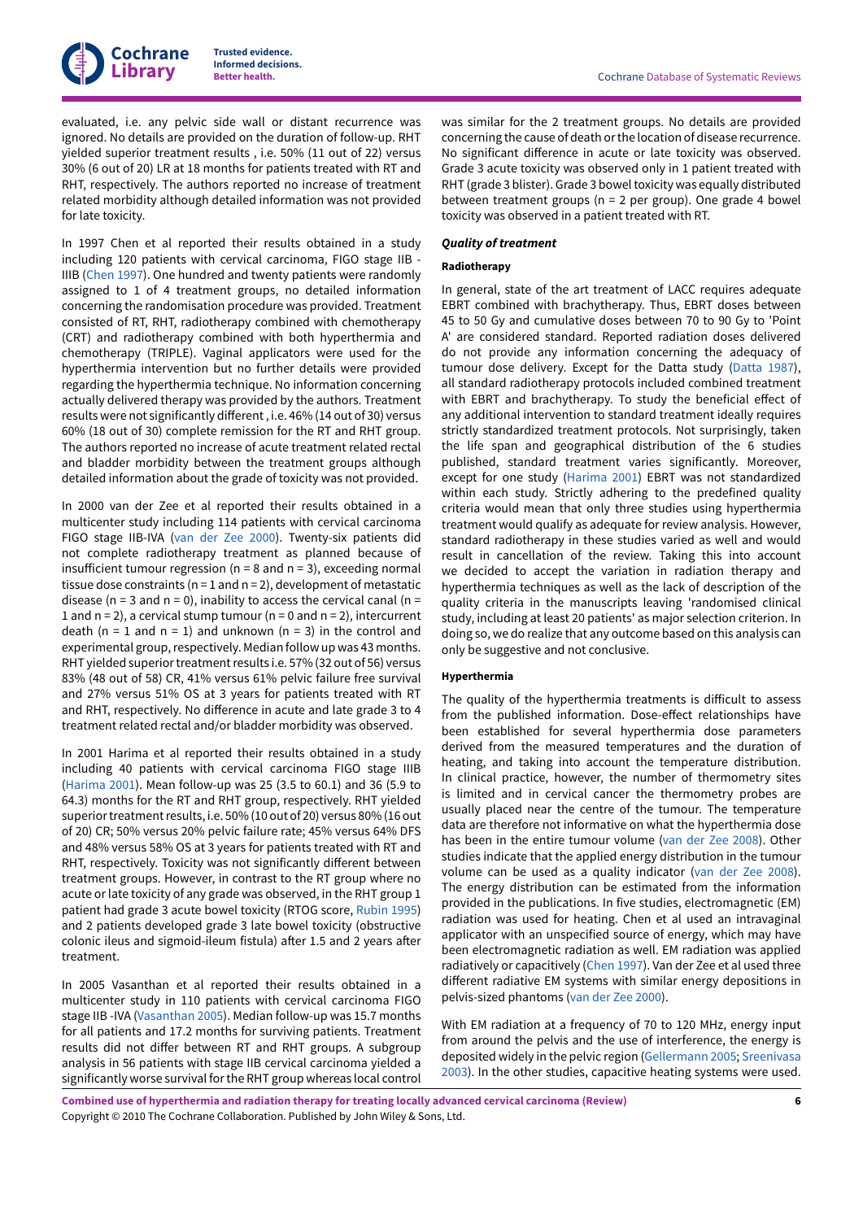evaluated, i.e. any pelvic side wall or distant recurrence was ignored. No details are provided on the duration of follow-up. RHT yielded superior treatment results , i.e. 50% (11 out of 22) versus 30% (6 out of 20) LR at 18 months for patients treated with RT and RHT, respectively. The authors reported no increase of treatment related morbidity although detailed information was not provided for late toxicity.

In 1997 Chen et al reported their results obtained in a study including 120 patients with cervical carcinoma, FIGO stage IIB - IIIB (Chen 1997). One hundred and twenty patients were randomly assigned to 1 of 4 treatment groups, no detailed information concerning the randomisation procedure was provided. Treatment consisted of RT, RHT, radiotherapy combined with chemotherapy (CRT) and radiotherapy combined with both hyperthermia and chemotherapy (TRIPLE). Vaginal applicators were used for the hyperthermia intervention but no further details were provided regarding the hyperthermia technique. No information concerning actually delivered therapy was provided by the authors. Treatment results were not significantly different , i.e. 46% (14 out of 30) versus 60% (18 out of 30) complete remission for the RT and RHT group. The authors reported no increase of acute treatment related rectal and bladder morbidity between the treatment groups although detailed information about the grade of toxicity was not provided.

In 2000 van der Zee et al reported their results obtained in a multicenter study including 114 patients with cervical carcinoma FIGO stage IIB-IVA (van der Zee 2000). Twenty-six patients did not complete radiotherapy treatment as planned because of insufficient tumour regression (n = 8 and n = 3), exceeding normal tissue dose constraints (n = 1 and n = 2), development of metastatic disease (n = 3 and n = 0), inability to access the cervical canal (n = 1 and n = 2), a cervical stump tumour (n = 0 and n = 2), intercurrent death (n = 1 and n = 1) and unknown (n = 3) in the control and experimental group, respectively. Median follow up was 43 months. RHT yielded superior treatment results i.e. 57% (32 out of 56) versus 83% (48 out of 58) CR, 41% versus 61% pelvic failure free survival and 27% versus 51% OS at 3 years for patients treated with RT and RHT, respectively. No difference in acute and late grade 3 to 4 treatment related rectal and/or bladder morbidity was observed.

In 2001 Harima et al reported their results obtained in a study including 40 patients with cervical carcinoma FIGO stage IIIB (Harima 2001). Mean follow-up was 25 (3.5 to 60.1) and 36 (5.9 to 64.3) months for the RT and RHT group, respectively. RHT yielded superior treatment results, i.e. 50% (10 out of 20) versus 80% (16 out of 20) CR; 50% versus 20% pelvic failure rate; 45% versus 64% DFS and 48% versus 58% OS at 3 years for patients treated with RT and RHT, respectively. Toxicity was not significantly different between treatment groups. However, in contrast to the RT group where no acute or late toxicity of any grade was observed, in the RHT group 1 patient had grade 3 acute bowel toxicity (RTOG score, Rubin 1995) and 2 patients developed grade 3 late bowel toxicity (obstructive colonic ileus and sigmoid-ileum fistula) after 1.5 and 2 years after treatment.

In 2005 Vasanthan et al reported their results obtained in a multicenter study in 110 patients with cervical carcinoma FIGO stage IIB -IVA (Vasanthan 2005). Median follow-up was 15.7 months for all patients and 17.2 months for surviving patients. Treatment results did not differ between RT and RHT groups. A subgroup analysis in 56 patients with stage IIB cervical carcinoma yielded a significantly worse survival for the RHT group whereas local control was similar for the 2 treatment groups. No details are provided concerning the cause of death or the location of disease recurrence. No significant difference in acute or late toxicity was observed. Grade 3 acute toxicity was observed only in 1 patient treated with RHT (grade 3 blister). Grade 3 bowel toxicity was equally distributed between treatment groups (n = 2 per group). One grade 4 bowel toxicity was observed in a patient treated with RT.

### *Quality of treatment*

#### Radiotherapy

In general, state of the art treatment of LACC requires adequate EBRT combined with brachytherapy. Thus, EBRT doses between 45 to 50 Gy and cumulative doses between 70 to 90 Gy to 'Point A' are considered standard. Reported radiation doses delivered do not provide any information concerning the adequacy of tumour dose delivery. Except for the Datta study (Datta 1987), all standard radiotherapy protocols included combined treatment with EBRT and brachytherapy. To study the beneficial effect of any additional intervention to standard treatment ideally requires strictly standardized treatment protocols. Not surprisingly, taken the life span and geographical distribution of the 6 studies published, standard treatment varies significantly. Moreover, except for one study (Harima 2001) EBRT was not standardized within each study. Strictly adhering to the predefined quality criteria would mean that only three studies using hyperthermia treatment would qualify as adequate for review analysis. However, standard radiotherapy in these studies varied as well and would result in cancellation of the review. Taking this into account we decided to accept the variation in radiation therapy and hyperthermia techniques as well as the lack of description of the quality criteria in the manuscripts leaving 'randomised clinical study, including at least 20 patients' as major selection criterion. In doing so, we do realize that any outcome based on this analysis can only be suggestive and not conclusive.

#### Hyperthermia

The quality of the hyperthermia treatments is difficult to assess from the published information. Dose-effect relationships have been established for several hyperthermia dose parameters derived from the measured temperatures and the duration of heating, and taking into account the temperature distribution. In clinical practice, however, the number of thermometry sites is limited and in cervical cancer the thermometry probes are usually placed near the centre of the tumour. The temperature data are therefore not informative on what the hyperthermia dose has been in the entire tumour volume (van der Zee 2008). Other studies indicate that the applied energy distribution in the tumour volume can be used as a quality indicator (van der Zee 2008). The energy distribution can be estimated from the information provided in the publications. In five studies, electromagnetic (EM) radiation was used for heating. Chen et al used an intravaginal applicator with an unspecified source of energy, which may have been electromagnetic radiation as well. EM radiation was applied radiatively or capacitively (Chen 1997). Van der Zee et al used three different radiative EM systems with similar energy depositions in pelvis-sized phantoms (van der Zee 2000).

With EM radiation at a frequency of 70 to 120 MHz, energy input from around the pelvis and the use of interference, the energy is deposited widely in the pelvic region (Gellermann 2005; Sreenivasa 2003). In the other studies, capacitive heating systems were used.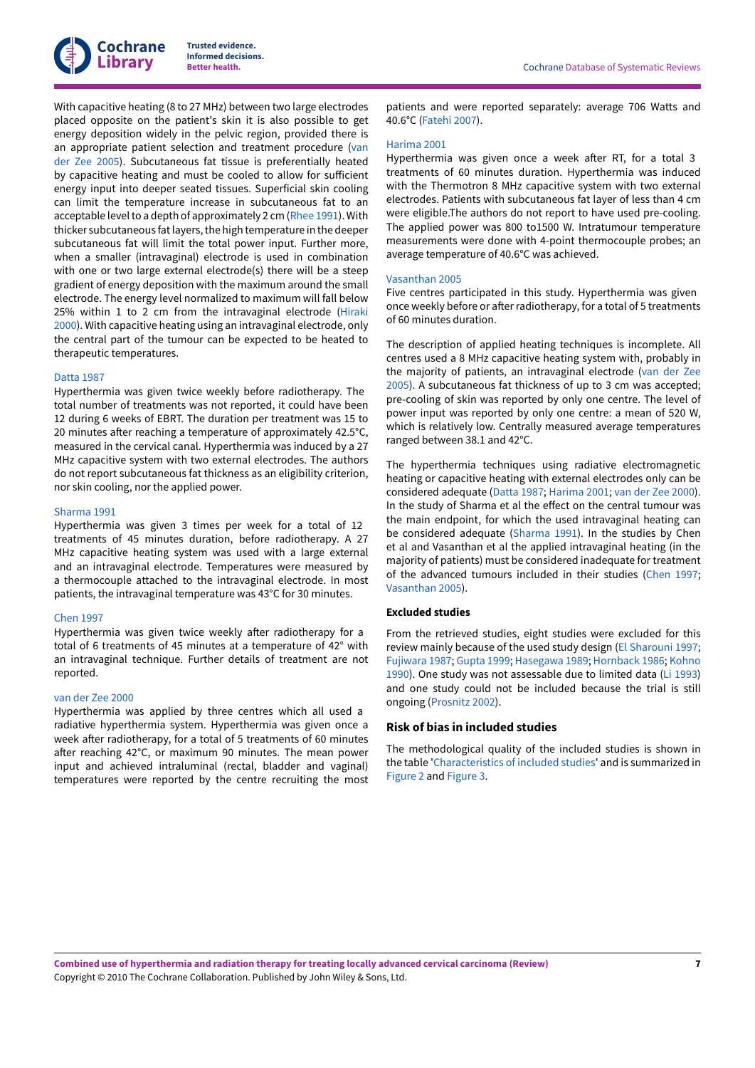With capacitive heating (8 to 27 MHz) between two large electrodes placed opposite on the patient's skin it is also possible to get energy deposition widely in the pelvic region, provided there is an appropriate patient selection and treatment procedure (van der Zee 2005). Subcutaneous fat tissue is preferentially heated by capacitive heating and must be cooled to allow for sufficient energy input into deeper seated tissues. Superficial skin cooling can limit the temperature increase in subcutaneous fat to an acceptable level to a depth of approximately 2 cm (Rhee 1991). With thicker subcutaneous fat layers, the high temperature in the deeper subcutaneous fat will limit the total power input. Further more, when a smaller (intravaginal) electrode is used in combination with one or two large external electrode(s) there will be a steep gradient of energy deposition with the maximum around the small electrode. The energy level normalized to maximum will fall below 25% within 1 to 2 cm from the intravaginal electrode (Hiraki 2000). With capacitive heating using an intravaginal electrode, only the central part of the tumour can be expected to be heated to therapeutic temperatures.

Datta 1987

Hyperthermia was given twice weekly before radiotherapy. The total number of treatments was not reported, it could have been 12 during 6 weeks of EBRT. The duration per treatment was 15 to 20 minutes after reaching a temperature of approximately 42.5°C, measured in the cervical canal. Hyperthermia was induced by a 27 MHz capacitive system with two external electrodes. The authors do not report subcutaneous fat thickness as an eligibility criterion, nor skin cooling, nor the applied power.

Sharma 1991

Hyperthermia was given 3 times per week for a total of 12 treatments of 45 minutes duration, before radiotherapy. A 27 MHz capacitive heating system was used with a large external and an intravaginal electrode. Temperatures were measured by a thermocouple attached to the intravaginal electrode. In most patients, the intravaginal temperature was 43°C for 30 minutes.

Chen 1997

Hyperthermia was given twice weekly after radiotherapy for a total of 6 treatments of 45 minutes at a temperature of 42° with an intravaginal technique. Further details of treatment are not reported.

van der Zee 2000

Hyperthermia was applied by three centres which all used a radiative hyperthermia system. Hyperthermia was given once a week after radiotherapy, for a total of 5 treatments of 60 minutes after reaching 42°C, or maximum 90 minutes. The mean power input and achieved intraluminal (rectal, bladder and vaginal) temperatures were reported by the centre recruiting the most patients and were reported separately: average 706 Watts and 40.6°C (Fatehi 2007).

Harima 2001

Hyperthermia was given once a week after RT, for a total 3 treatments of 60 minutes duration. Hyperthermia was induced with the Thermotron 8 MHz capacitive system with two external electrodes. Patients with subcutaneous fat layer of less than 4 cm were eligible.The authors do not report to have used pre-cooling. The applied power was 800 to1500 W. Intratumour temperature measurements were done with 4-point thermocouple probes; an average temperature of 40.6°C was achieved.

Vasanthan 2005

Five centres participated in this study. Hyperthermia was given once weekly before or after radiotherapy, for a total of 5 treatments of 60 minutes duration.

The description of applied heating techniques is incomplete. All centres used a 8 MHz capacitive heating system with, probably in the majority of patients, an intravaginal electrode (van der Zee 2005). A subcutaneous fat thickness of up to 3 cm was accepted; pre-cooling of skin was reported by only one centre. The level of power input was reported by only one centre: a mean of 520 W, which is relatively low. Centrally measured average temperatures ranged between 38.1 and 42°C.

The hyperthermia techniques using radiative electromagnetic heating or capacitive heating with external electrodes only can be considered adequate (Datta 1987; Harima 2001; van der Zee 2000). In the study of Sharma et al the effect on the central tumour was the main endpoint, for which the used intravaginal heating can be considered adequate (Sharma 1991). In the studies by Chen et al and Vasanthan et al the applied intravaginal heating (in the majority of patients) must be considered inadequate for treatment of the advanced tumours included in their studies (Chen 1997; Vasanthan 2005).

**Excluded studies**

From the retrieved studies, eight studies were excluded for this review mainly because of the used study design (El Sharouni 1997; Fujiwara 1987; Gupta 1999; Hasegawa 1989; Hornback 1986; Kohno 1990). One study was not assessable due to limited data (Li 1993) and one study could not be included because the trial is still ongoing (Prosnitz 2002).

## Risk of bias in included studies

The methodological quality of the included studies is shown in the table 'Characteristics of included studies' and is summarized in Figure 2 and Figure 3.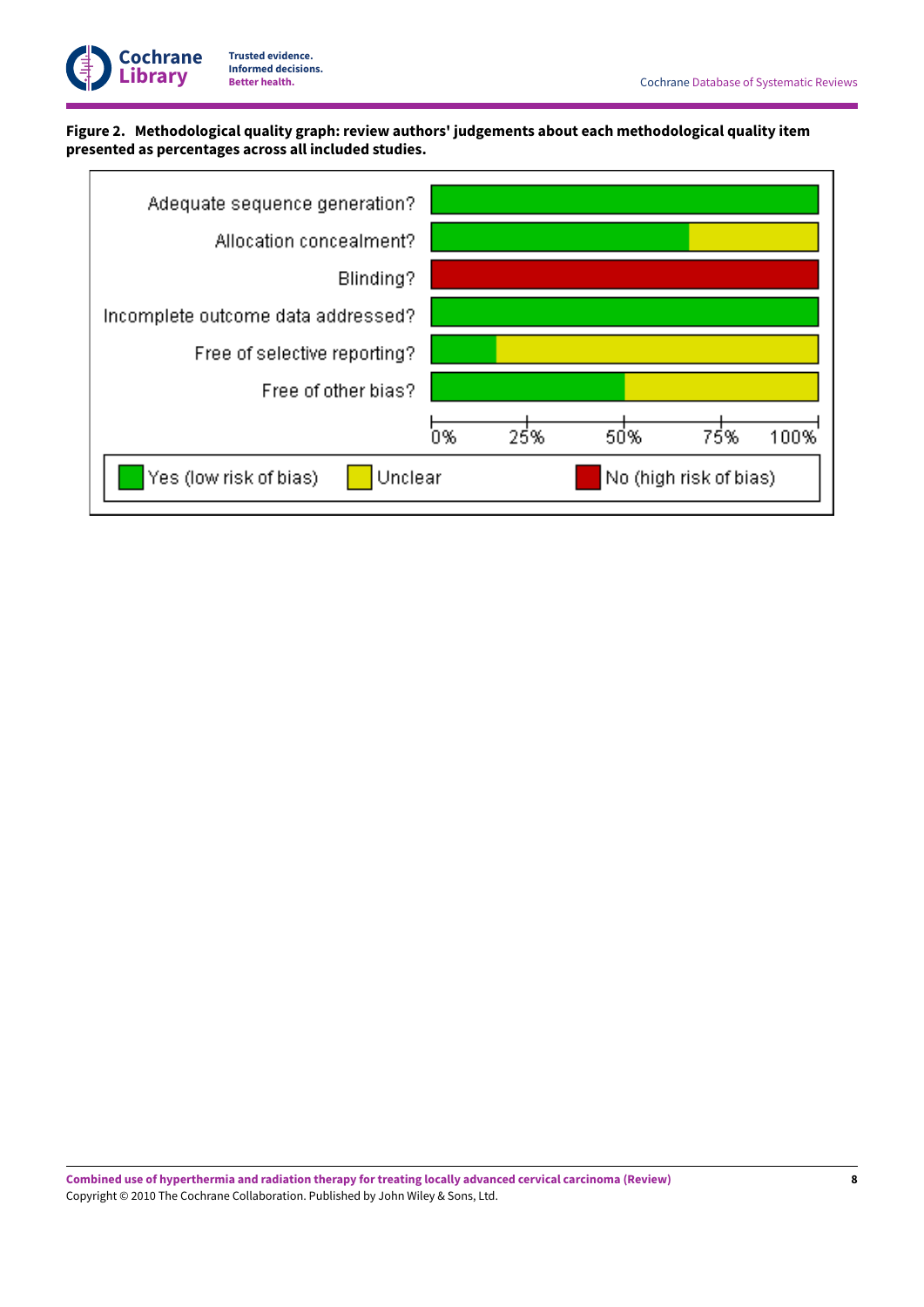**Figure 2. Methodological quality graph: review authors' judgements about each methodological quality item presented as percentages across all included studies.**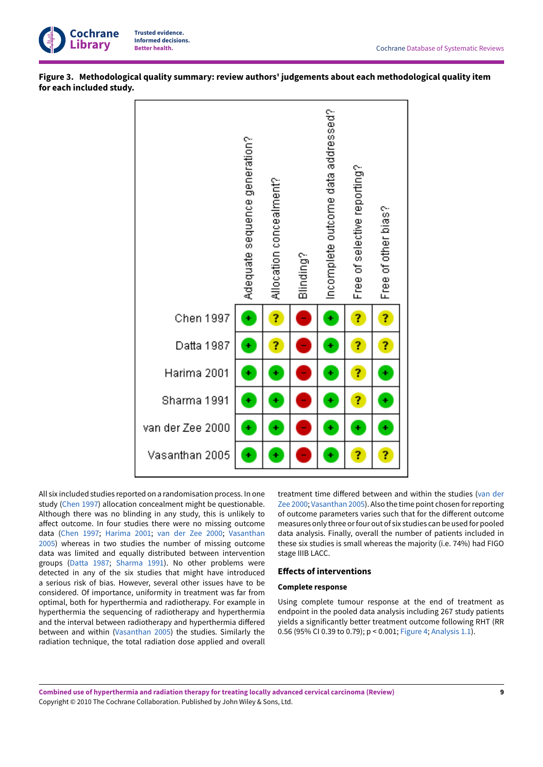**Figure 3. Methodological quality summary: review authors' judgements about each methodological quality item for each included study.**

| | Adequate sequence generation? | Allocation concealment? | Blinding? | Incomplete outcome data addressed? | Free of selective reporting? | Free of other bias? |
|---|---|---|---|---|---|---|
| Chen 1997 | + | ? | – | + | ? | ? |
| Datta 1987 | + | ? | – | + | ? | ? |
| Harima 2001 | + | + | – | + | ? | + |
| Sharma 1991 | + | + | – | + | ? | + |
| van der Zee 2000 | + | + | – | + | + | + |
| Vasanthan 2005 | + | + | – | + | ? | ? |

All six included studies reported on a randomisation process. In one study (Chen 1997) allocation concealment might be questionable. Although there was no blinding in any study, this is unlikely to affect outcome. In four studies there were no missing outcome data (Chen 1997; Harima 2001; van der Zee 2000; Vasanthan 2005) whereas in two studies the number of missing outcome data was limited and equally distributed between intervention groups (Datta 1987; Sharma 1991). No other problems were detected in any of the six studies that might have introduced a serious risk of bias. However, several other issues have to be considered. Of importance, uniformity in treatment was far from optimal, both for hyperthermia and radiotherapy. For example in hyperthermia the sequencing of radiotherapy and hyperthermia and the interval between radiotherapy and hyperthermia differed between and within (Vasanthan 2005) the studies. Similarly the radiation technique, the total radiation dose applied and overall treatment time differed between and within the studies (van der Zee 2000; Vasanthan 2005). Also the time point chosen for reporting of outcome parameters varies such that for the different outcome measures only three or four out of six studies can be used for pooled data analysis. Finally, overall the number of patients included in these six studies is small whereas the majority (i.e. 74%) had FIGO stage IIIB LACC.

## Effects of interventions

### Complete response

Using complete tumour response at the end of treatment as endpoint in the pooled data analysis including 267 study patients yields a significantly better treatment outcome following RHT (RR 0.56 (95% CI 0.39 to 0.79); p < 0.001; Figure 4; Analysis 1.1).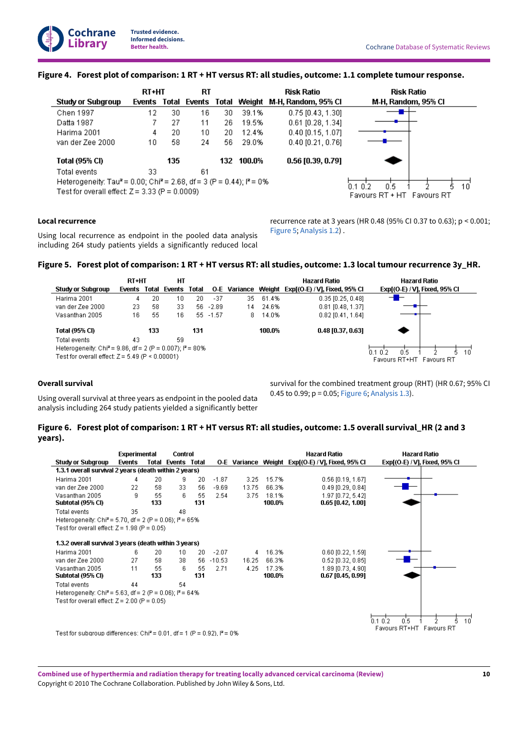**Figure 4. Forest plot of comparison: 1 RT + HT versus RT: all studies, outcome: 1.1 complete tumour response.**

| Study or Subgroup | RT+HT Events | RT+HT Total | RT Events | RT Total | Weight | Risk Ratio M-H, Random, 95% CI |
|---|---|---|---|---|---|---|
| Chen 1997 | 12 | 30 | 16 | 30 | 39.1% | 0.75 [0.43, 1.30] |
| Datta 1987 | 7 | 27 | 11 | 26 | 19.5% | 0.61 [0.28, 1.34] |
| Harima 2001 | 4 | 20 | 10 | 20 | 12.4% | 0.40 [0.15, 1.07] |
| van der Zee 2000 | 10 | 58 | 24 | 56 | 29.0% | 0.40 [0.21, 0.76] |
| **Total (95% CI)** | | **135** | | **132** | **100.0%** | **0.56 [0.39, 0.79]** |
| Total events | 33 | | 61 | | | |

Heterogeneity: $Tau^2 = 0.00$; $Chi^2 = 2.68$, df = 3 (P = 0.44); $I^2 = 0\%$

Test for overall effect: Z = 3.33 (P = 0.0009)

Favours RT + HT / Favours RT

**Local recurrence**

Using local recurrence as endpoint in the pooled data analysis including 264 study patients yields a significantly reduced local recurrence rate at 3 years (HR 0.48 (95% CI 0.37 to 0.63); p < 0.001; Figure 5; Analysis 1.2) .

**Figure 5. Forest plot of comparison: 1 RT + HT versus RT: all studies, outcome: 1.3 local tumour recurrence 3y_HR.**

| Study or Subgroup | RT+HT Events | RT+HT Total | HT Events | HT Total | O-E | Variance | Weight | Hazard Ratio Exp[(O-E) / V], Fixed, 95% CI |
|---|---|---|---|---|---|---|---|---|
| Harima 2001 | 4 | 20 | 10 | 20 | -37 | 35 | 61.4% | 0.35 [0.25, 0.48] |
| van der Zee 2000 | 23 | 58 | 33 | 56 | -2.89 | 14 | 24.6% | 0.81 [0.48, 1.37] |
| Vasanthan 2005 | 16 | 55 | 16 | 55 | -1.57 | 8 | 14.0% | 0.82 [0.41, 1.64] |
| **Total (95% CI)** | | **133** | | **131** | | | **100.0%** | **0.48 [0.37, 0.63]** |
| Total events | 43 | | 59 | | | | | |

Heterogeneity: $Chi^2 = 9.86$, df = 2 (P = 0.007); $I^2 = 80\%$

Test for overall effect: Z = 5.49 (P < 0.00001)

Favours RT+HT / Favours RT

**Overall survival**

Using overall survival at three years as endpoint in the pooled data analysis including 264 study patients yielded a significantly better survival for the combined treatment group (RHT) (HR 0.67; 95% CI 0.45 to 0.99; p = 0.05; Figure 6; Analysis 1.3).

**Figure 6. Forest plot of comparison: 1 RT + HT versus RT: all studies, outcome: 1.5 overall survival_HR (2 and 3 years).**

| Study or Subgroup | Experimental Events | Experimental Total | Control Events | Control Total | O-E | Variance | Weight | Hazard Ratio Exp[(O-E) / V], Fixed, 95% CI |
|---|---|---|---|---|---|---|---|---|
| **1.3.1 overall survival 2 years (death within 2 years)** | | | | | | | | |
| Harima 2001 | 4 | 20 | 9 | 20 | -1.87 | 3.25 | 15.7% | 0.56 [0.19, 1.67] |
| van der Zee 2000 | 22 | 58 | 33 | 56 | -9.69 | 13.75 | 66.3% | 0.49 [0.29, 0.84] |
| Vasanthan 2005 | 9 | 55 | 6 | 55 | 2.54 | 3.75 | 18.1% | 1.97 [0.72, 5.42] |
| **Subtotal (95% CI)** | | **133** | | **131** | | | **100.0%** | **0.65 [0.42, 1.00]** |
| Total events | 35 | | 48 | | | | | |
| Heterogeneity: $Chi^2 = 5.70$, df = 2 (P = 0.06); $I^2 = 65\%$ | | | | | | | | |
| Test for overall effect: Z = 1.98 (P = 0.05) | | | | | | | | |
| **1.3.2 overall survival 3 years (death within 3 years)** | | | | | | | | |
| Harima 2001 | 6 | 20 | 10 | 20 | -2.07 | 4 | 16.3% | 0.60 [0.22, 1.59] |
| van der Zee 2000 | 27 | 58 | 38 | 56 | -10.53 | 16.25 | 66.3% | 0.52 [0.32, 0.85] |
| Vasanthan 2005 | 11 | 55 | 6 | 55 | 2.71 | 4.25 | 17.3% | 1.89 [0.73, 4.90] |
| **Subtotal (95% CI)** | | **133** | | **131** | | | **100.0%** | **0.67 [0.45, 0.99]** |
| Total events | 44 | | 54 | | | | | |
| Heterogeneity: $Chi^2 = 5.63$, df = 2 (P = 0.06); $I^2 = 64\%$ | | | | | | | | |
| Test for overall effect: Z = 2.00 (P = 0.05) | | | | | | | | |

Test for subgroup differences: $Chi^2 = 0.01$, df = 1 (P = 0.92), $I^2 = 0\%$

Favours RT+HT / Favours RT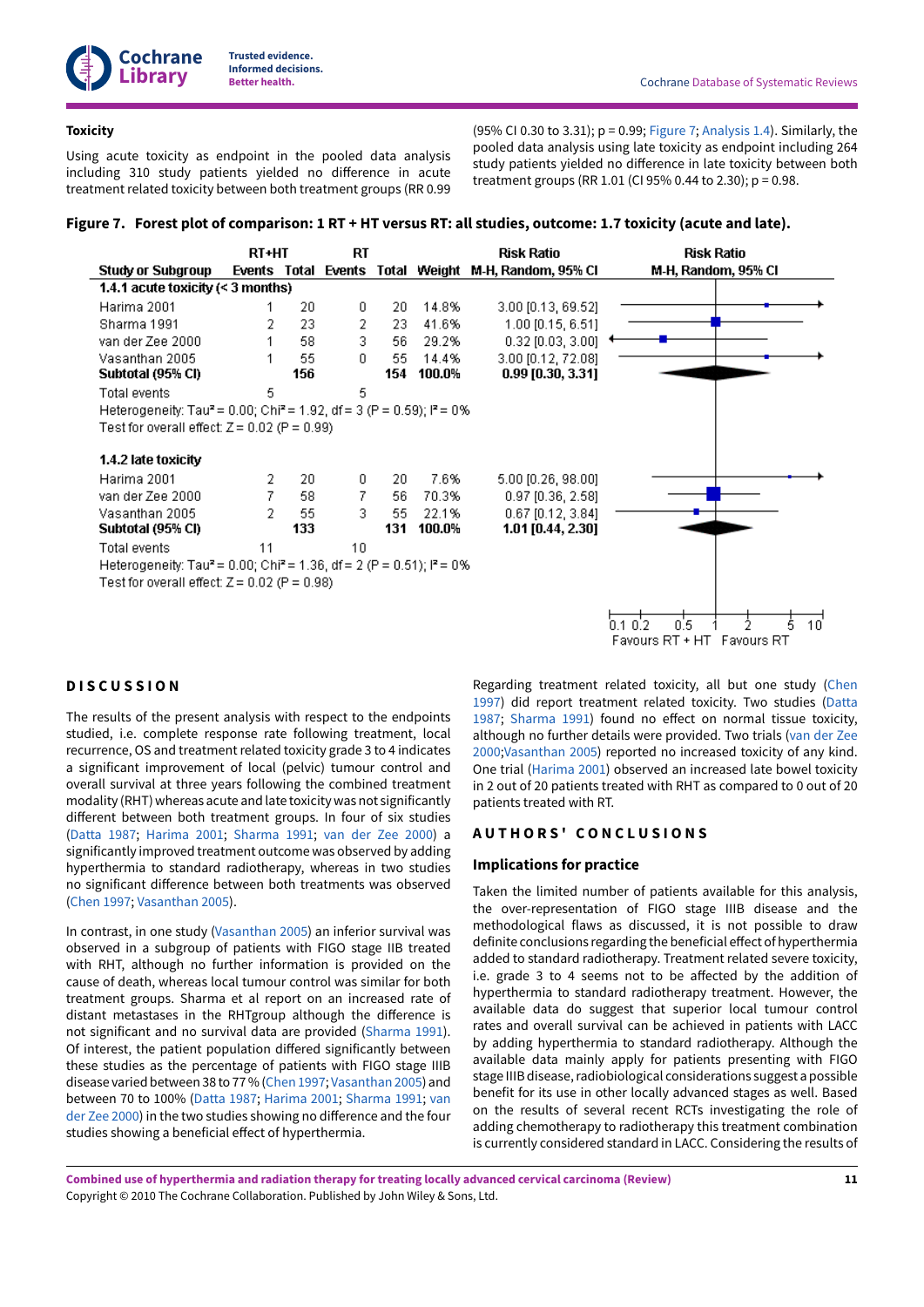### Toxicity

Using acute toxicity as endpoint in the pooled data analysis including 310 study patients yielded no difference in acute treatment related toxicity between both treatment groups (RR 0.99 (95% CI 0.30 to 3.31); p = 0.99; Figure 7; Analysis 1.4). Similarly, the pooled data analysis using late toxicity as endpoint including 264 study patients yielded no difference in late toxicity between both treatment groups (RR 1.01 (CI 95% 0.44 to 2.30); p = 0.98.

**Figure 7. Forest plot of comparison: 1 RT + HT versus RT: all studies, outcome: 1.7 toxicity (acute and late).**

| Study or Subgroup | RT+HT Events | RT+HT Total | RT Events | RT Total | Weight | Risk Ratio M-H, Random, 95% CI |
|---|---|---|---|---|---|---|
| **1.4.1 acute toxicity (< 3 months)** | | | | | | |
| Harima 2001 | 1 | 20 | 0 | 20 | 14.8% | 3.00 [0.13, 69.52] |
| Sharma 1991 | 2 | 23 | 2 | 23 | 41.6% | 1.00 [0.15, 6.51] |
| van der Zee 2000 | 1 | 58 | 3 | 56 | 29.2% | 0.32 [0.03, 3.00] |
| Vasanthan 2005 | 1 | 55 | 0 | 55 | 14.4% | 3.00 [0.12, 72.08] |
| **Subtotal (95% CI)** | | **156** | | **154** | **100.0%** | **0.99 [0.30, 3.31]** |
| Total events | 5 | | 5 | | | |
| Heterogeneity: Tau² = 0.00; Chi² = 1.92, df = 3 (P = 0.59); I² = 0% | | | | | | |
| Test for overall effect: Z = 0.02 (P = 0.99) | | | | | | |
| **1.4.2 late toxicity** | | | | | | |
| Harima 2001 | 2 | 20 | 0 | 20 | 7.6% | 5.00 [0.26, 98.00] |
| van der Zee 2000 | 7 | 58 | 7 | 56 | 70.3% | 0.97 [0.36, 2.58] |
| Vasanthan 2005 | 2 | 55 | 3 | 55 | 22.1% | 0.67 [0.12, 3.84] |
| **Subtotal (95% CI)** | | **133** | | **131** | **100.0%** | **1.01 [0.44, 2.30]** |
| Total events | 11 | | 10 | | | |
| Heterogeneity: Tau² = 0.00; Chi² = 1.36, df = 2 (P = 0.51); I² = 0% | | | | | | |
| Test for overall effect: Z = 0.02 (P = 0.98) | | | | | | |

Favours RT + HT | Favours RT (axis: 0.1 0.2 0.5 1 2 5 10)

## DISCUSSION

The results of the present analysis with respect to the endpoints studied, i.e. complete response rate following treatment, local recurrence, OS and treatment related toxicity grade 3 to 4 indicates a significant improvement of local (pelvic) tumour control and overall survival at three years following the combined treatment modality (RHT) whereas acute and late toxicity was not significantly different between both treatment groups. In four of six studies (Datta 1987; Harima 2001; Sharma 1991; van der Zee 2000) a significantly improved treatment outcome was observed by adding hyperthermia to standard radiotherapy, whereas in two studies no significant difference between both treatments was observed (Chen 1997; Vasanthan 2005).

In contrast, in one study (Vasanthan 2005) an inferior survival was observed in a subgroup of patients with FIGO stage IIB treated with RHT, although no further information is provided on the cause of death, whereas local tumour control was similar for both treatment groups. Sharma et al report on an increased rate of distant metastases in the RHTgroup although the difference is not significant and no survival data are provided (Sharma 1991). Of interest, the patient population differed significantly between these studies as the percentage of patients with FIGO stage IIIB disease varied between 38 to 77 % (Chen 1997; Vasanthan 2005) and between 70 to 100% (Datta 1987; Harima 2001; Sharma 1991; van der Zee 2000) in the two studies showing no difference and the four studies showing a beneficial effect of hyperthermia.

Regarding treatment related toxicity, all but one study (Chen 1997) did report treatment related toxicity. Two studies (Datta 1987; Sharma 1991) found no effect on normal tissue toxicity, although no further details were provided. Two trials (van der Zee 2000;Vasanthan 2005) reported no increased toxicity of any kind. One trial (Harima 2001) observed an increased late bowel toxicity in 2 out of 20 patients treated with RHT as compared to 0 out of 20 patients treated with RT.

## AUTHORS' CONCLUSIONS

### Implications for practice

Taken the limited number of patients available for this analysis, the over-representation of FIGO stage IIIB disease and the methodological flaws as discussed, it is not possible to draw definite conclusions regarding the beneficial effect of hyperthermia added to standard radiotherapy. Treatment related severe toxicity, i.e. grade 3 to 4 seems not to be affected by the addition of hyperthermia to standard radiotherapy treatment. However, the available data do suggest that superior local tumour control rates and overall survival can be achieved in patients with LACC by adding hyperthermia to standard radiotherapy. Although the available data mainly apply for patients presenting with FIGO stage IIIB disease, radiobiological considerations suggest a possible benefit for its use in other locally advanced stages as well. Based on the results of several recent RCTs investigating the role of adding chemotherapy to radiotherapy this treatment combination is currently considered standard in LACC. Considering the results of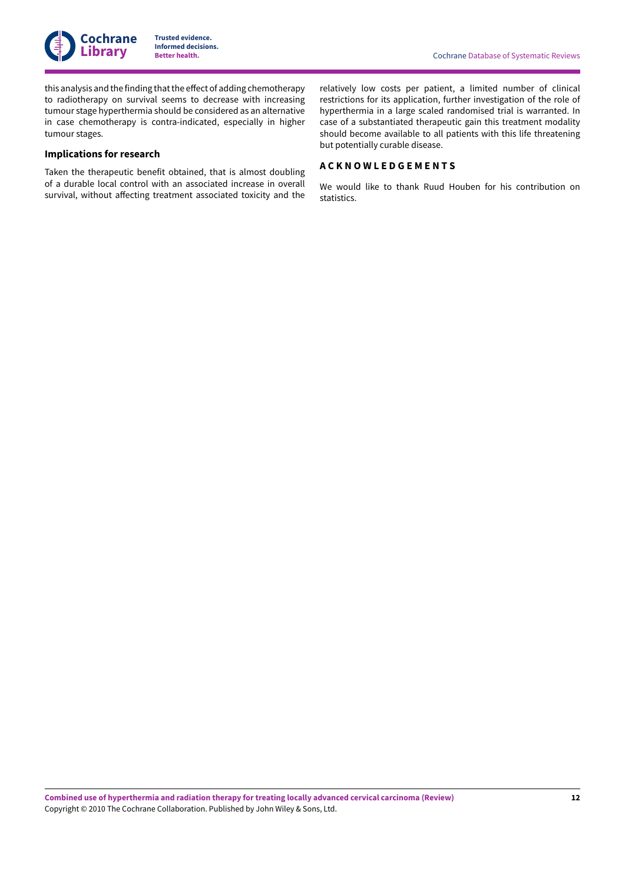this analysis and the finding that the effect of adding chemotherapy to radiotherapy on survival seems to decrease with increasing tumour stage hyperthermia should be considered as an alternative in case chemotherapy is contra-indicated, especially in higher tumour stages.

### Implications for research

Taken the therapeutic benefit obtained, that is almost doubling of a durable local control with an associated increase in overall survival, without affecting treatment associated toxicity and the relatively low costs per patient, a limited number of clinical restrictions for its application, further investigation of the role of hyperthermia in a large scaled randomised trial is warranted. In case of a substantiated therapeutic gain this treatment modality should become available to all patients with this life threatening but potentially curable disease.

## ACKNOWLEDGEMENTS

We would like to thank Ruud Houben for his contribution on statistics.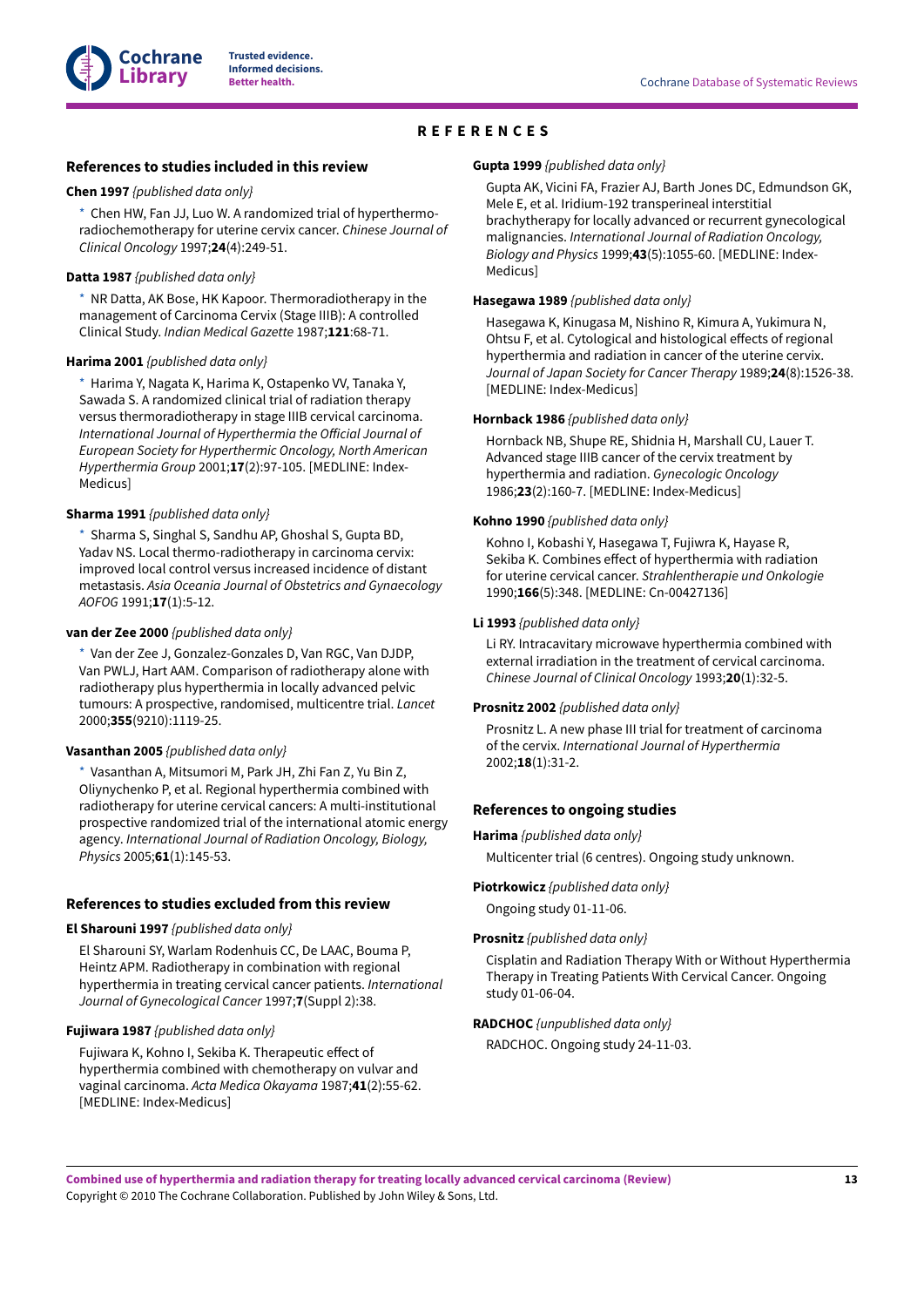# REFERENCES

## References to studies included in this review

**Chen 1997** *{published data only}*

\* Chen HW, Fan JJ, Luo W. A randomized trial of hyperthermo-radiochemotherapy for uterine cervix cancer. *Chinese Journal of Clinical Oncology* 1997;**24**(4):249-51.

**Datta 1987** *{published data only}*

\* NR Datta, AK Bose, HK Kapoor. Thermoradiotherapy in the management of Carcinoma Cervix (Stage IIIB): A controlled Clinical Study. *Indian Medical Gazette* 1987;**121**:68-71.

**Harima 2001** *{published data only}*

\* Harima Y, Nagata K, Harima K, Ostapenko VV, Tanaka Y, Sawada S. A randomized clinical trial of radiation therapy versus thermoradiotherapy in stage IIIB cervical carcinoma. *International Journal of Hyperthermia the Official Journal of European Society for Hyperthermic Oncology, North American Hyperthermia Group* 2001;**17**(2):97-105. [MEDLINE: Index-Medicus]

**Sharma 1991** *{published data only}*

\* Sharma S, Singhal S, Sandhu AP, Ghoshal S, Gupta BD, Yadav NS. Local thermo-radiotherapy in carcinoma cervix: improved local control versus increased incidence of distant metastasis. *Asia Oceania Journal of Obstetrics and Gynaecology AOFOG* 1991;**17**(1):5-12.

**van der Zee 2000** *{published data only}*

\* Van der Zee J, Gonzalez-Gonzales D, Van RGC, Van DJDP, Van PWLJ, Hart AAM. Comparison of radiotherapy alone with radiotherapy plus hyperthermia in locally advanced pelvic tumours: A prospective, randomised, multicentre trial. *Lancet* 2000;**355**(9210):1119-25.

**Vasanthan 2005** *{published data only}*

\* Vasanthan A, Mitsumori M, Park JH, Zhi Fan Z, Yu Bin Z, Oliynychenko P, et al. Regional hyperthermia combined with radiotherapy for uterine cervical cancers: A multi-institutional prospective randomized trial of the international atomic energy agency. *International Journal of Radiation Oncology, Biology, Physics* 2005;**61**(1):145-53.

## References to studies excluded from this review

**El Sharouni 1997** *{published data only}*

El Sharouni SY, Warlam Rodenhuis CC, De LAAC, Bouma P, Heintz APM. Radiotherapy in combination with regional hyperthermia in treating cervical cancer patients. *International Journal of Gynecological Cancer* 1997;**7**(Suppl 2):38.

**Fujiwara 1987** *{published data only}*

Fujiwara K, Kohno I, Sekiba K. Therapeutic effect of hyperthermia combined with chemotherapy on vulvar and vaginal carcinoma. *Acta Medica Okayama* 1987;**41**(2):55-62. [MEDLINE: Index-Medicus]

**Gupta 1999** *{published data only}*

Gupta AK, Vicini FA, Frazier AJ, Barth Jones DC, Edmundson GK, Mele E, et al. Iridium-192 transperineal interstitial brachytherapy for locally advanced or recurrent gynecological malignancies. *International Journal of Radiation Oncology, Biology and Physics* 1999;**43**(5):1055-60. [MEDLINE: Index-Medicus]

**Hasegawa 1989** *{published data only}*

Hasegawa K, Kinugasa M, Nishino R, Kimura A, Yukimura N, Ohtsu F, et al. Cytological and histological effects of regional hyperthermia and radiation in cancer of the uterine cervix. *Journal of Japan Society for Cancer Therapy* 1989;**24**(8):1526-38. [MEDLINE: Index-Medicus]

**Hornback 1986** *{published data only}*

Hornback NB, Shupe RE, Shidnia H, Marshall CU, Lauer T. Advanced stage IIIB cancer of the cervix treatment by hyperthermia and radiation. *Gynecologic Oncology* 1986;**23**(2):160-7. [MEDLINE: Index-Medicus]

**Kohno 1990** *{published data only}*

Kohno I, Kobashi Y, Hasegawa T, Fujiwra K, Hayase R, Sekiba K. Combines effect of hyperthermia with radiation for uterine cervical cancer. *Strahlentherapie und Onkologie* 1990;**166**(5):348. [MEDLINE: Cn-00427136]

**Li 1993** *{published data only}*

Li RY. Intracavitary microwave hyperthermia combined with external irradiation in the treatment of cervical carcinoma. *Chinese Journal of Clinical Oncology* 1993;**20**(1):32-5.

**Prosnitz 2002** *{published data only}*

Prosnitz L. A new phase III trial for treatment of carcinoma of the cervix. *International Journal of Hyperthermia* 2002;**18**(1):31-2.

## References to ongoing studies

**Harima** *{published data only}*

Multicenter trial (6 centres). Ongoing study unknown.

**Piotrkowicz** *{published data only}*

Ongoing study 01-11-06.

**Prosnitz** *{published data only}*

Cisplatin and Radiation Therapy With or Without Hyperthermia Therapy in Treating Patients With Cervical Cancer. Ongoing study 01-06-04.

**RADCHOC** *{unpublished data only}*

RADCHOC. Ongoing study 24-11-03.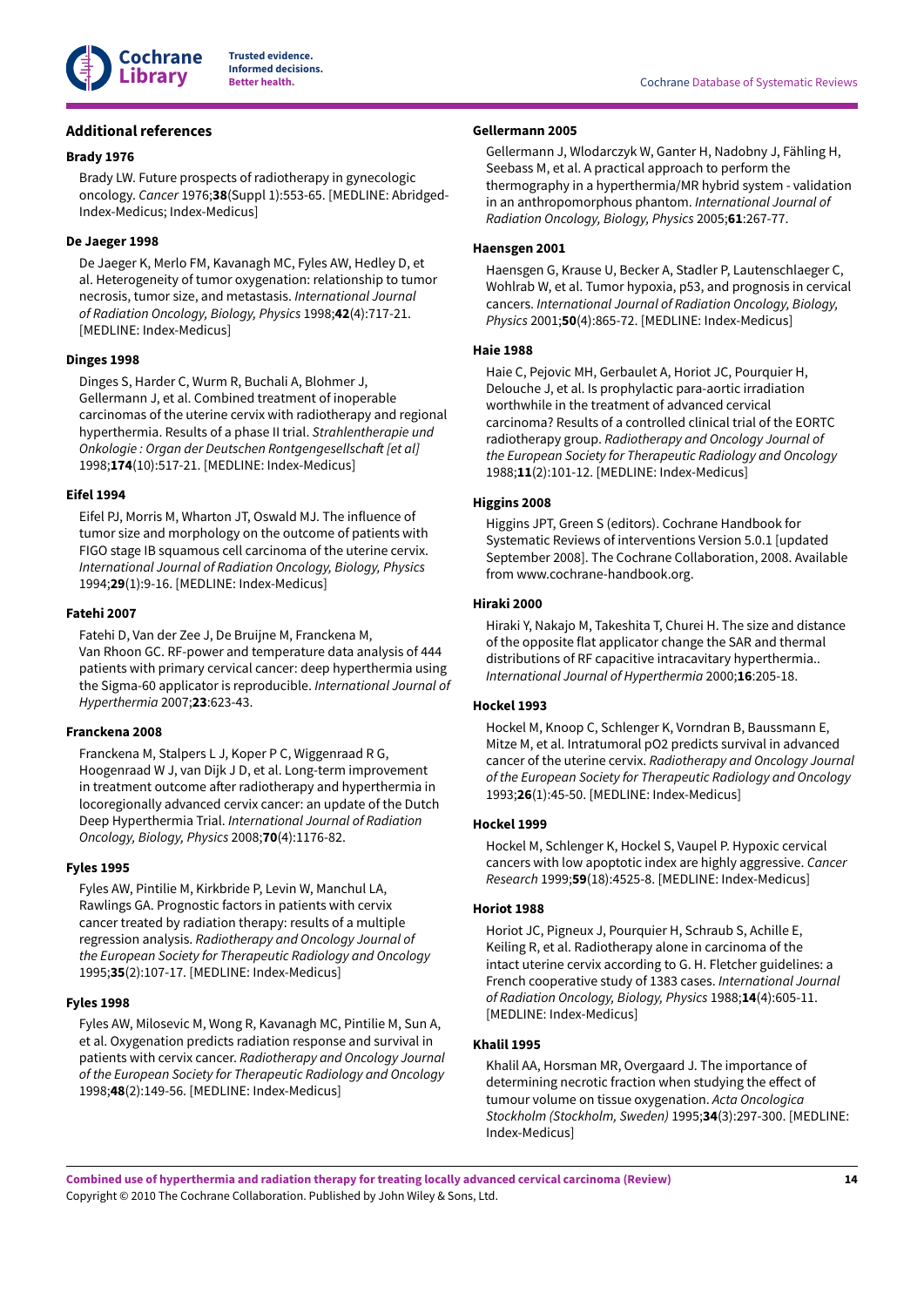## Additional references

### Brady 1976

Brady LW. Future prospects of radiotherapy in gynecologic oncology. *Cancer* 1976;**38**(Suppl 1):553-65. [MEDLINE: Abridged-Index-Medicus; Index-Medicus]

### De Jaeger 1998

De Jaeger K, Merlo FM, Kavanagh MC, Fyles AW, Hedley D, et al. Heterogeneity of tumor oxygenation: relationship to tumor necrosis, tumor size, and metastasis. *International Journal of Radiation Oncology, Biology, Physics* 1998;**42**(4):717-21. [MEDLINE: Index-Medicus]

### Dinges 1998

Dinges S, Harder C, Wurm R, Buchali A, Blohmer J, Gellermann J, et al. Combined treatment of inoperable carcinomas of the uterine cervix with radiotherapy and regional hyperthermia. Results of a phase II trial. *Strahlentherapie und Onkologie : Organ der Deutschen Rontgengesellschaft [et al]* 1998;**174**(10):517-21. [MEDLINE: Index-Medicus]

### Eifel 1994

Eifel PJ, Morris M, Wharton JT, Oswald MJ. The influence of tumor size and morphology on the outcome of patients with FIGO stage IB squamous cell carcinoma of the uterine cervix. *International Journal of Radiation Oncology, Biology, Physics* 1994;**29**(1):9-16. [MEDLINE: Index-Medicus]

### Fatehi 2007

Fatehi D, Van der Zee J, De Bruijne M, Franckena M, Van Rhoon GC. RF-power and temperature data analysis of 444 patients with primary cervical cancer: deep hyperthermia using the Sigma-60 applicator is reproducible. *International Journal of Hyperthermia* 2007;**23**:623-43.

### Franckena 2008

Franckena M, Stalpers L J, Koper P C, Wiggenraad R G, Hoogenraad W J, van Dijk J D, et al. Long-term improvement in treatment outcome after radiotherapy and hyperthermia in locoregionally advanced cervix cancer: an update of the Dutch Deep Hyperthermia Trial. *International Journal of Radiation Oncology, Biology, Physics* 2008;**70**(4):1176-82.

### Fyles 1995

Fyles AW, Pintilie M, Kirkbride P, Levin W, Manchul LA, Rawlings GA. Prognostic factors in patients with cervix cancer treated by radiation therapy: results of a multiple regression analysis. *Radiotherapy and Oncology Journal of the European Society for Therapeutic Radiology and Oncology* 1995;**35**(2):107-17. [MEDLINE: Index-Medicus]

### Fyles 1998

Fyles AW, Milosevic M, Wong R, Kavanagh MC, Pintilie M, Sun A, et al. Oxygenation predicts radiation response and survival in patients with cervix cancer. *Radiotherapy and Oncology Journal of the European Society for Therapeutic Radiology and Oncology* 1998;**48**(2):149-56. [MEDLINE: Index-Medicus]

### Gellermann 2005

Gellermann J, Wlodarczyk W, Ganter H, Nadobny J, Fähling H, Seebass M, et al. A practical approach to perform the thermography in a hyperthermia/MR hybrid system - validation in an anthropomorphous phantom. *International Journal of Radiation Oncology, Biology, Physics* 2005;**61**:267-77.

### Haensgen 2001

Haensgen G, Krause U, Becker A, Stadler P, Lautenschlaeger C, Wohlrab W, et al. Tumor hypoxia, p53, and prognosis in cervical cancers. *International Journal of Radiation Oncology, Biology, Physics* 2001;**50**(4):865-72. [MEDLINE: Index-Medicus]

### Haie 1988

Haie C, Pejovic MH, Gerbaulet A, Horiot JC, Pourquier H, Delouche J, et al. Is prophylactic para-aortic irradiation worthwhile in the treatment of advanced cervical carcinoma? Results of a controlled clinical trial of the EORTC radiotherapy group. *Radiotherapy and Oncology Journal of the European Society for Therapeutic Radiology and Oncology* 1988;**11**(2):101-12. [MEDLINE: Index-Medicus]

### Higgins 2008

Higgins JPT, Green S (editors). Cochrane Handbook for Systematic Reviews of interventions Version 5.0.1 [updated September 2008]. The Cochrane Collaboration, 2008. Available from www.cochrane-handbook.org.

### Hiraki 2000

Hiraki Y, Nakajo M, Takeshita T, Churei H. The size and distance of the opposite flat applicator change the SAR and thermal distributions of RF capacitive intracavitary hyperthermia.. *International Journal of Hyperthermia* 2000;**16**:205-18.

### Hockel 1993

Hockel M, Knoop C, Schlenger K, Vorndran B, Baussmann E, Mitze M, et al. Intratumoral pO2 predicts survival in advanced cancer of the uterine cervix. *Radiotherapy and Oncology Journal of the European Society for Therapeutic Radiology and Oncology* 1993;**26**(1):45-50. [MEDLINE: Index-Medicus]

### Hockel 1999

Hockel M, Schlenger K, Hockel S, Vaupel P. Hypoxic cervical cancers with low apoptotic index are highly aggressive. *Cancer Research* 1999;**59**(18):4525-8. [MEDLINE: Index-Medicus]

### Horiot 1988

Horiot JC, Pigneux J, Pourquier H, Schraub S, Achille E, Keiling R, et al. Radiotherapy alone in carcinoma of the intact uterine cervix according to G. H. Fletcher guidelines: a French cooperative study of 1383 cases. *International Journal of Radiation Oncology, Biology, Physics* 1988;**14**(4):605-11. [MEDLINE: Index-Medicus]

### Khalil 1995

Khalil AA, Horsman MR, Overgaard J. The importance of determining necrotic fraction when studying the effect of tumour volume on tissue oxygenation. *Acta Oncologica Stockholm (Stockholm, Sweden)* 1995;**34**(3):297-300. [MEDLINE: Index-Medicus]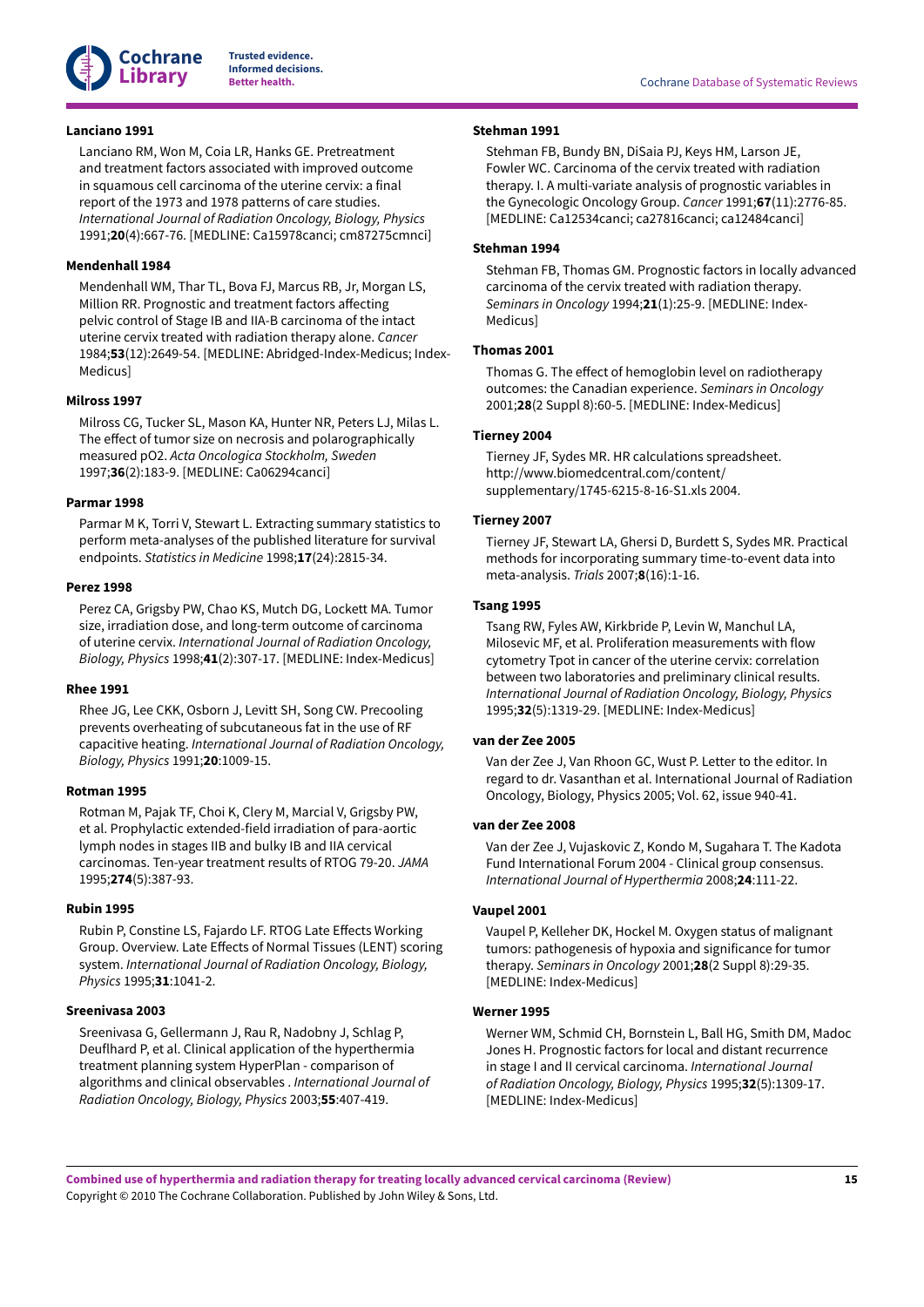**Lanciano 1991**

Lanciano RM, Won M, Coia LR, Hanks GE. Pretreatment and treatment factors associated with improved outcome in squamous cell carcinoma of the uterine cervix: a final report of the 1973 and 1978 patterns of care studies. *International Journal of Radiation Oncology, Biology, Physics* 1991;**20**(4):667-76. [MEDLINE: Ca15978canci; cm87275cmnci]

**Mendenhall 1984**

Mendenhall WM, Thar TL, Bova FJ, Marcus RB, Jr, Morgan LS, Million RR. Prognostic and treatment factors affecting pelvic control of Stage IB and IIA-B carcinoma of the intact uterine cervix treated with radiation therapy alone. *Cancer* 1984;**53**(12):2649-54. [MEDLINE: Abridged-Index-Medicus; Index-Medicus]

**Milross 1997**

Milross CG, Tucker SL, Mason KA, Hunter NR, Peters LJ, Milas L. The effect of tumor size on necrosis and polarographically measured pO2. *Acta Oncologica Stockholm, Sweden* 1997;**36**(2):183-9. [MEDLINE: Ca06294canci]

**Parmar 1998**

Parmar M K, Torri V, Stewart L. Extracting summary statistics to perform meta-analyses of the published literature for survival endpoints. *Statistics in Medicine* 1998;**17**(24):2815-34.

**Perez 1998**

Perez CA, Grigsby PW, Chao KS, Mutch DG, Lockett MA. Tumor size, irradiation dose, and long-term outcome of carcinoma of uterine cervix. *International Journal of Radiation Oncology, Biology, Physics* 1998;**41**(2):307-17. [MEDLINE: Index-Medicus]

**Rhee 1991**

Rhee JG, Lee CKK, Osborn J, Levitt SH, Song CW. Precooling prevents overheating of subcutaneous fat in the use of RF capacitive heating. *International Journal of Radiation Oncology, Biology, Physics* 1991;**20**:1009-15.

**Rotman 1995**

Rotman M, Pajak TF, Choi K, Clery M, Marcial V, Grigsby PW, et al. Prophylactic extended-field irradiation of para-aortic lymph nodes in stages IIB and bulky IB and IIA cervical carcinomas. Ten-year treatment results of RTOG 79-20. *JAMA* 1995;**274**(5):387-93.

**Rubin 1995**

Rubin P, Constine LS, Fajardo LF. RTOG Late Effects Working Group. Overview. Late Effects of Normal Tissues (LENT) scoring system. *International Journal of Radiation Oncology, Biology, Physics* 1995;**31**:1041-2.

**Sreenivasa 2003**

Sreenivasa G, Gellermann J, Rau R, Nadobny J, Schlag P, Deuflhard P, et al. Clinical application of the hyperthermia treatment planning system HyperPlan - comparison of algorithms and clinical observables . *International Journal of Radiation Oncology, Biology, Physics* 2003;**55**:407-419.

**Stehman 1991**

Stehman FB, Bundy BN, DiSaia PJ, Keys HM, Larson JE, Fowler WC. Carcinoma of the cervix treated with radiation therapy. I. A multi-variate analysis of prognostic variables in the Gynecologic Oncology Group. *Cancer* 1991;**67**(11):2776-85. [MEDLINE: Ca12534canci; ca27816canci; ca12484canci]

**Stehman 1994**

Stehman FB, Thomas GM. Prognostic factors in locally advanced carcinoma of the cervix treated with radiation therapy. *Seminars in Oncology* 1994;**21**(1):25-9. [MEDLINE: Index-Medicus]

**Thomas 2001**

Thomas G. The effect of hemoglobin level on radiotherapy outcomes: the Canadian experience. *Seminars in Oncology* 2001;**28**(2 Suppl 8):60-5. [MEDLINE: Index-Medicus]

**Tierney 2004**

Tierney JF, Sydes MR. HR calculations spreadsheet. http://www.biomedcentral.com/content/supplementary/1745-6215-8-16-S1.xls 2004.

**Tierney 2007**

Tierney JF, Stewart LA, Ghersi D, Burdett S, Sydes MR. Practical methods for incorporating summary time-to-event data into meta-analysis. *Trials* 2007;**8**(16):1-16.

**Tsang 1995**

Tsang RW, Fyles AW, Kirkbride P, Levin W, Manchul LA, Milosevic MF, et al. Proliferation measurements with flow cytometry Tpot in cancer of the uterine cervix: correlation between two laboratories and preliminary clinical results. *International Journal of Radiation Oncology, Biology, Physics* 1995;**32**(5):1319-29. [MEDLINE: Index-Medicus]

**van der Zee 2005**

Van der Zee J, Van Rhoon GC, Wust P. Letter to the editor. In regard to dr. Vasanthan et al. International Journal of Radiation Oncology, Biology, Physics 2005; Vol. 62, issue 940-41.

**van der Zee 2008**

Van der Zee J, Vujaskovic Z, Kondo M, Sugahara T. The Kadota Fund International Forum 2004 - Clinical group consensus. *International Journal of Hyperthermia* 2008;**24**:111-22.

**Vaupel 2001**

Vaupel P, Kelleher DK, Hockel M. Oxygen status of malignant tumors: pathogenesis of hypoxia and significance for tumor therapy. *Seminars in Oncology* 2001;**28**(2 Suppl 8):29-35. [MEDLINE: Index-Medicus]

**Werner 1995**

Werner WM, Schmid CH, Bornstein L, Ball HG, Smith DM, Madoc Jones H. Prognostic factors for local and distant recurrence in stage I and II cervical carcinoma. *International Journal of Radiation Oncology, Biology, Physics* 1995;**32**(5):1309-17. [MEDLINE: Index-Medicus]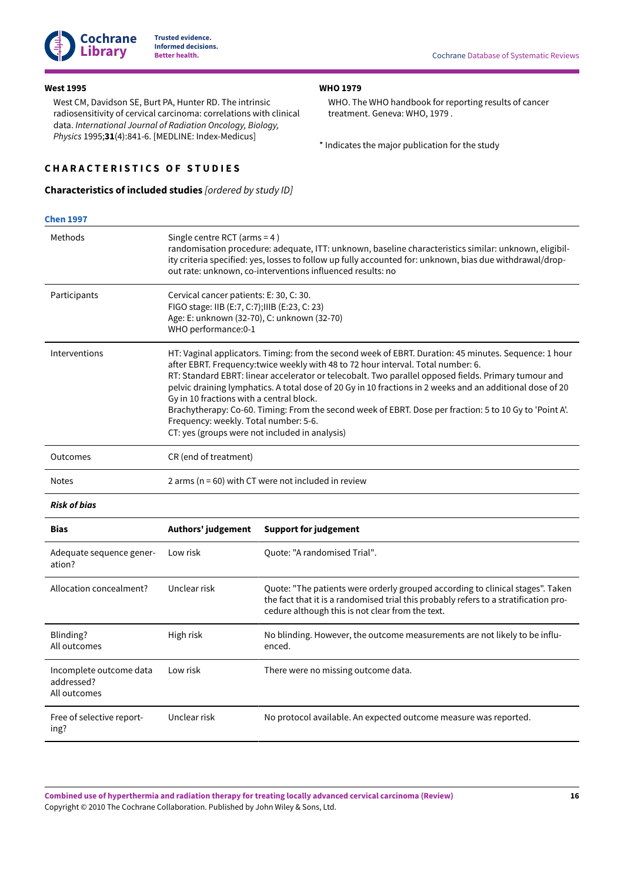**West 1995**

West CM, Davidson SE, Burt PA, Hunter RD. The intrinsic radiosensitivity of cervical carcinoma: correlations with clinical data. *International Journal of Radiation Oncology, Biology, Physics* 1995;**31**(4):841-6. [MEDLINE: Index-Medicus]

**WHO 1979**

WHO. The WHO handbook for reporting results of cancer treatment. Geneva: WHO, 1979 .

* Indicates the major publication for the study

## CHARACTERISTICS OF STUDIES

### Characteristics of included studies *[ordered by study ID]*

**Chen 1997**

| | |
|---|---|
| Methods | Single centre RCT (arms = 4 )<br>randomisation procedure: adequate, ITT: unknown, baseline characteristics similar: unknown, eligibility criteria specified: yes, losses to follow up fully accounted for: unknown, bias due withdrawal/drop-out rate: unknown, co-interventions influenced results: no |
| Participants | Cervical cancer patients: E: 30, C: 30.<br>FIGO stage: IIB (E:7, C:7);IIIB (E:23, C: 23)<br>Age: E: unknown (32-70), C: unknown (32-70)<br>WHO performance:0-1 |
| Interventions | HT: Vaginal applicators. Timing: from the second week of EBRT. Duration: 45 minutes. Sequence: 1 hour after EBRT. Frequency:twice weekly with 48 to 72 hour interval. Total number: 6.<br>RT: Standard EBRT: linear accelerator or telecobalt. Two parallel opposed fields. Primary tumour and pelvic draining lymphatics. A total dose of 20 Gy in 10 fractions in 2 weeks and an additional dose of 20 Gy in 10 fractions with a central block.<br>Brachytherapy: Co-60. Timing: From the second week of EBRT. Dose per fraction: 5 to 10 Gy to 'Point A'. Frequency: weekly. Total number: 5-6.<br>CT: yes (groups were not included in analysis) |
| Outcomes | CR (end of treatment) |
| Notes | 2 arms (n = 60) with CT were not included in review |

***Risk of bias***

| Bias | Authors' judgement | Support for judgement |
|---|---|---|
| Adequate sequence generation? | Low risk | Quote: "A randomised Trial". |
| Allocation concealment? | Unclear risk | Quote: "The patients were orderly grouped according to clinical stages". Taken the fact that it is a randomised trial this probably refers to a stratification procedure although this is not clear from the text. |
| Blinding?<br>All outcomes | High risk | No blinding. However, the outcome measurements are not likely to be influenced. |
| Incomplete outcome data addressed?<br>All outcomes | Low risk | There were no missing outcome data. |
| Free of selective reporting? | Unclear risk | No protocol available. An expected outcome measure was reported. |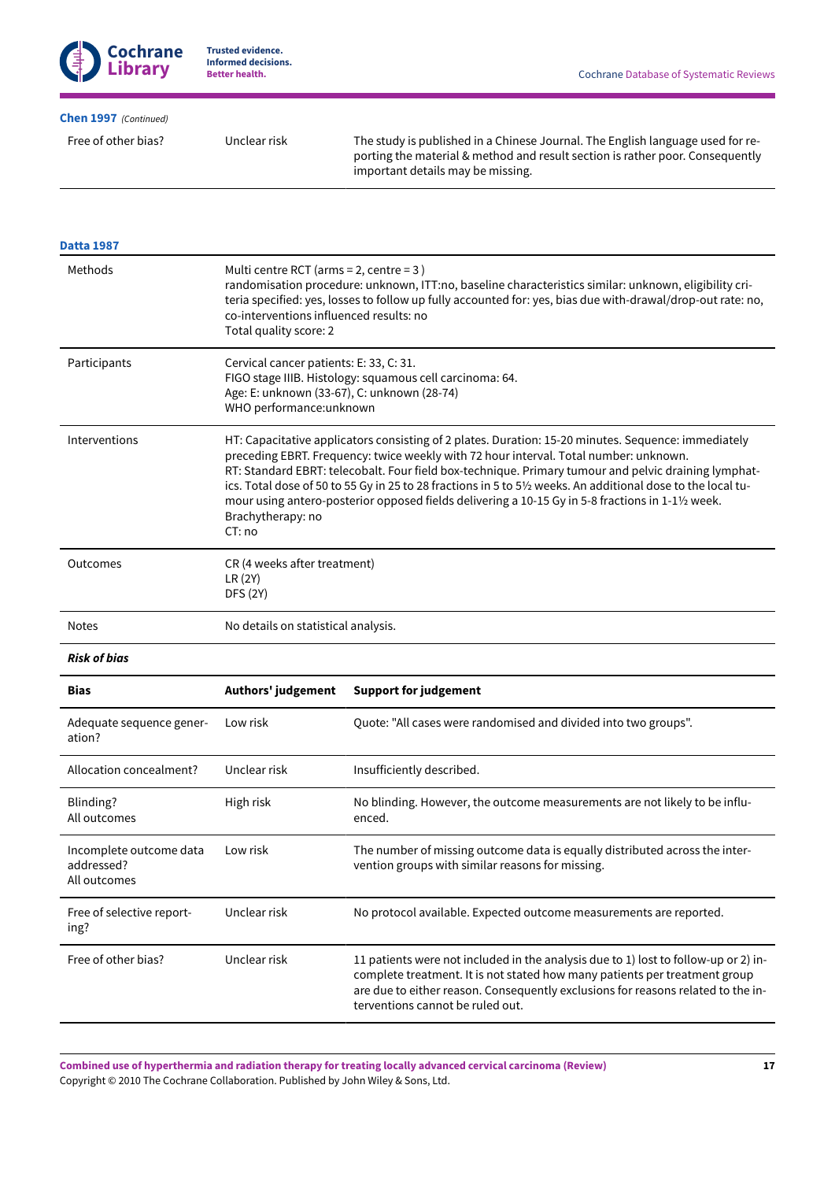**Chen 1997** *(Continued)*

| | | |
|---|---|---|
| Free of other bias? | Unclear risk | The study is published in a Chinese Journal. The English language used for reporting the material & method and result section is rather poor. Consequently important details may be missing. |

**Datta 1987**

| | |
|---|---|
| Methods | Multi centre RCT (arms = 2, centre = 3 )<br>randomisation procedure: unknown, ITT:no, baseline characteristics similar: unknown, eligibility criteria specified: yes, losses to follow up fully accounted for: yes, bias due with-drawal/drop-out rate: no, co-interventions influenced results: no<br>Total quality score: 2 |
| Participants | Cervical cancer patients: E: 33, C: 31.<br>FIGO stage IIIB. Histology: squamous cell carcinoma: 64.<br>Age: E: unknown (33-67), C: unknown (28-74)<br>WHO performance:unknown |
| Interventions | HT: Capacitative applicators consisting of 2 plates. Duration: 15-20 minutes. Sequence: immediately preceding EBRT. Frequency: twice weekly with 72 hour interval. Total number: unknown.<br>RT: Standard EBRT: telecobalt. Four field box-technique. Primary tumour and pelvic draining lymphatics. Total dose of 50 to 55 Gy in 25 to 28 fractions in 5 to 5½ weeks. An additional dose to the local tumour using antero-posterior opposed fields delivering a 10-15 Gy in 5-8 fractions in 1-1½ week.<br>Brachytherapy: no<br>CT: no |
| Outcomes | CR (4 weeks after treatment)<br>LR (2Y)<br>DFS (2Y) |
| Notes | No details on statistical analysis. |

***Risk of bias***

| **Bias** | **Authors' judgement** | **Support for judgement** |
|---|---|---|
| Adequate sequence generation? | Low risk | Quote: "All cases were randomised and divided into two groups". |
| Allocation concealment? | Unclear risk | Insufficiently described. |
| Blinding?<br>All outcomes | High risk | No blinding. However, the outcome measurements are not likely to be influenced. |
| Incomplete outcome data addressed?<br>All outcomes | Low risk | The number of missing outcome data is equally distributed across the intervention groups with similar reasons for missing. |
| Free of selective reporting? | Unclear risk | No protocol available. Expected outcome measurements are reported. |
| Free of other bias? | Unclear risk | 11 patients were not included in the analysis due to 1) lost to follow-up or 2) incomplete treatment. It is not stated how many patients per treatment group are due to either reason. Consequently exclusions for reasons related to the interventions cannot be ruled out. |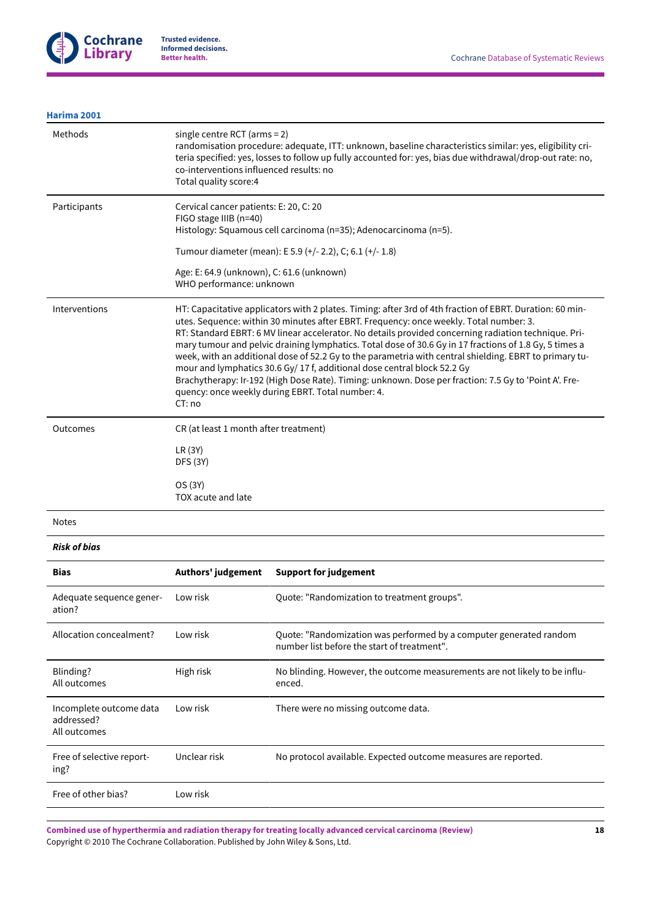**Harima 2001**

| | |
|---|---|
| Methods | single centre RCT (arms = 2)<br>randomisation procedure: adequate, ITT: unknown, baseline characteristics similar: yes, eligibility criteria specified: yes, losses to follow up fully accounted for: yes, bias due withdrawal/drop-out rate: no, co-interventions influenced results: no<br>Total quality score:4 |
| Participants | Cervical cancer patients: E: 20, C: 20<br>FIGO stage IIIB (n=40)<br>Histology: Squamous cell carcinoma (n=35); Adenocarcinoma (n=5).<br>Tumour diameter (mean): E 5.9 (+/- 2.2), C; 6.1 (+/- 1.8)<br>Age: E: 64.9 (unknown), C: 61.6 (unknown)<br>WHO performance: unknown |
| Interventions | HT: Capacitative applicators with 2 plates. Timing: after 3rd of 4th fraction of EBRT. Duration: 60 minutes. Sequence: within 30 minutes after EBRT. Frequency: once weekly. Total number: 3.<br>RT: Standard EBRT: 6 MV linear accelerator. No details provided concerning radiation technique. Primary tumour and pelvic draining lymphatics. Total dose of 30.6 Gy in 17 fractions of 1.8 Gy, 5 times a week, with an additional dose of 52.2 Gy to the parametria with central shielding. EBRT to primary tumour and lymphatics 30.6 Gy/ 17 f, additional dose central block 52.2 Gy<br>Brachytherapy: Ir-192 (High Dose Rate). Timing: unknown. Dose per fraction: 7.5 Gy to 'Point A'. Frequency: once weekly during EBRT. Total number: 4.<br>CT: no |
| Outcomes | CR (at least 1 month after treatment)<br>LR (3Y)<br>DFS (3Y)<br>OS (3Y)<br>TOX acute and late |
| Notes | |

***Risk of bias***

| Bias | Authors' judgement | Support for judgement |
|---|---|---|
| Adequate sequence generation? | Low risk | Quote: "Randomization to treatment groups". |
| Allocation concealment? | Low risk | Quote: "Randomization was performed by a computer generated random number list before the start of treatment". |
| Blinding?<br>All outcomes | High risk | No blinding. However, the outcome measurements are not likely to be influenced. |
| Incomplete outcome data addressed?<br>All outcomes | Low risk | There were no missing outcome data. |
| Free of selective reporting? | Unclear risk | No protocol available. Expected outcome measures are reported. |
| Free of other bias? | Low risk | |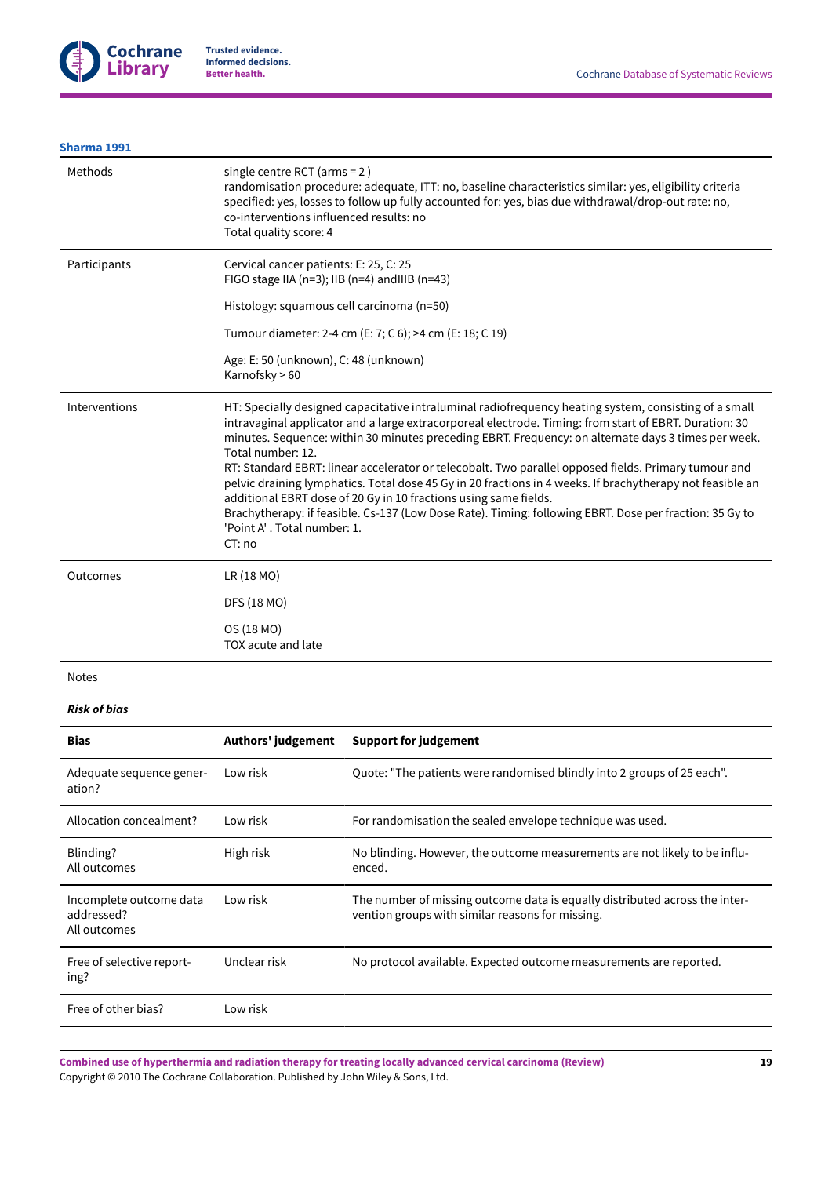**Sharma 1991**

| | |
|---|---|
| Methods | single centre RCT (arms = 2 )<br>randomisation procedure: adequate, ITT: no, baseline characteristics similar: yes, eligibility criteria specified: yes, losses to follow up fully accounted for: yes, bias due withdrawal/drop-out rate: no, co-interventions influenced results: no<br>Total quality score: 4 |
| Participants | Cervical cancer patients: E: 25, C: 25<br>FIGO stage IIA (n=3); IIB (n=4) andIIIB (n=43)<br><br>Histology: squamous cell carcinoma (n=50)<br><br>Tumour diameter: 2-4 cm (E: 7; C 6); >4 cm (E: 18; C 19)<br><br>Age: E: 50 (unknown), C: 48 (unknown)<br>Karnofsky > 60 |
| Interventions | HT: Specially designed capacitative intraluminal radiofrequency heating system, consisting of a small intravaginal applicator and a large extracorporeal electrode. Timing: from start of EBRT. Duration: 30 minutes. Sequence: within 30 minutes preceding EBRT. Frequency: on alternate days 3 times per week. Total number: 12.<br>RT: Standard EBRT: linear accelerator or telecobalt. Two parallel opposed fields. Primary tumour and pelvic draining lymphatics. Total dose 45 Gy in 20 fractions in 4 weeks. If brachytherapy not feasible an additional EBRT dose of 20 Gy in 10 fractions using same fields.<br>Brachytherapy: if feasible. Cs-137 (Low Dose Rate). Timing: following EBRT. Dose per fraction: 35 Gy to 'Point A' . Total number: 1.<br>CT: no |
| Outcomes | LR (18 MO)<br><br>DFS (18 MO)<br><br>OS (18 MO)<br>TOX acute and late |
| Notes | |

***Risk of bias***

| Bias | Authors' judgement | Support for judgement |
|---|---|---|
| Adequate sequence generation? | Low risk | Quote: "The patients were randomised blindly into 2 groups of 25 each". |
| Allocation concealment? | Low risk | For randomisation the sealed envelope technique was used. |
| Blinding?<br>All outcomes | High risk | No blinding. However, the outcome measurements are not likely to be influenced. |
| Incomplete outcome data addressed?<br>All outcomes | Low risk | The number of missing outcome data is equally distributed across the intervention groups with similar reasons for missing. |
| Free of selective reporting? | Unclear risk | No protocol available. Expected outcome measurements are reported. |
| Free of other bias? | Low risk | |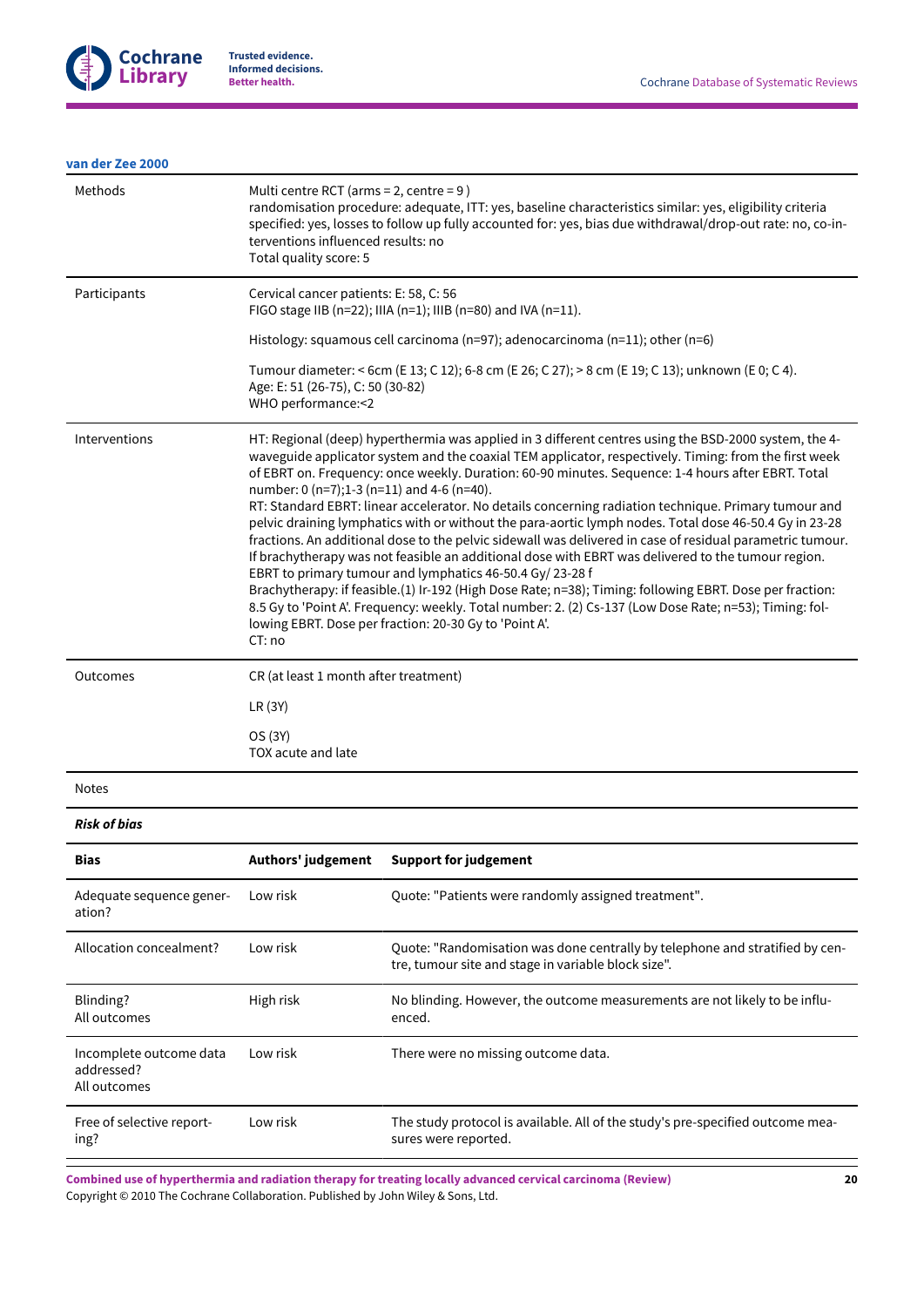**van der Zee 2000**

| Methods | Multi centre RCT (arms = 2, centre = 9 )<br>randomisation procedure: adequate, ITT: yes, baseline characteristics similar: yes, eligibility criteria specified: yes, losses to follow up fully accounted for: yes, bias due withdrawal/drop-out rate: no, co-interventions influenced results: no<br>Total quality score: 5 |
|---|---|
| Participants | Cervical cancer patients: E: 58, C: 56<br>FIGO stage IIB (n=22); IIIA (n=1); IIIB (n=80) and IVA (n=11).<br><br>Histology: squamous cell carcinoma (n=97); adenocarcinoma (n=11); other (n=6)<br><br>Tumour diameter: < 6cm (E 13; C 12); 6-8 cm (E 26; C 27); > 8 cm (E 19; C 13); unknown (E 0; C 4).<br>Age: E: 51 (26-75), C: 50 (30-82)<br>WHO performance:<2 |
| Interventions | HT: Regional (deep) hyperthermia was applied in 3 different centres using the BSD-2000 system, the 4-waveguide applicator system and the coaxial TEM applicator, respectively. Timing: from the first week of EBRT on. Frequency: once weekly. Duration: 60-90 minutes. Sequence: 1-4 hours after EBRT. Total number: 0 (n=7);1-3 (n=11) and 4-6 (n=40).<br>RT: Standard EBRT: linear accelerator. No details concerning radiation technique. Primary tumour and pelvic draining lymphatics with or without the para-aortic lymph nodes. Total dose 46-50.4 Gy in 23-28 fractions. An additional dose to the pelvic sidewall was delivered in case of residual parametric tumour. If brachytherapy was not feasible an additional dose with EBRT was delivered to the tumour region.<br>EBRT to primary tumour and lymphatics 46-50.4 Gy/ 23-28 f<br>Brachytherapy: if feasible.(1) Ir-192 (High Dose Rate; n=38); Timing: following EBRT. Dose per fraction: 8.5 Gy to 'Point A'. Frequency: weekly. Total number: 2. (2) Cs-137 (Low Dose Rate; n=53); Timing: following EBRT. Dose per fraction: 20-30 Gy to 'Point A'.<br>CT: no |
| Outcomes | CR (at least 1 month after treatment)<br><br>LR (3Y)<br><br>OS (3Y)<br>TOX acute and late |
| Notes | |

***Risk of bias***

| Bias | Authors' judgement | Support for judgement |
|---|---|---|
| Adequate sequence generation? | Low risk | Quote: "Patients were randomly assigned treatment". |
| Allocation concealment? | Low risk | Quote: "Randomisation was done centrally by telephone and stratified by centre, tumour site and stage in variable block size". |
| Blinding?<br>All outcomes | High risk | No blinding. However, the outcome measurements are not likely to be influenced. |
| Incomplete outcome data addressed?<br>All outcomes | Low risk | There were no missing outcome data. |
| Free of selective reporting? | Low risk | The study protocol is available. All of the study's pre-specified outcome measures were reported. |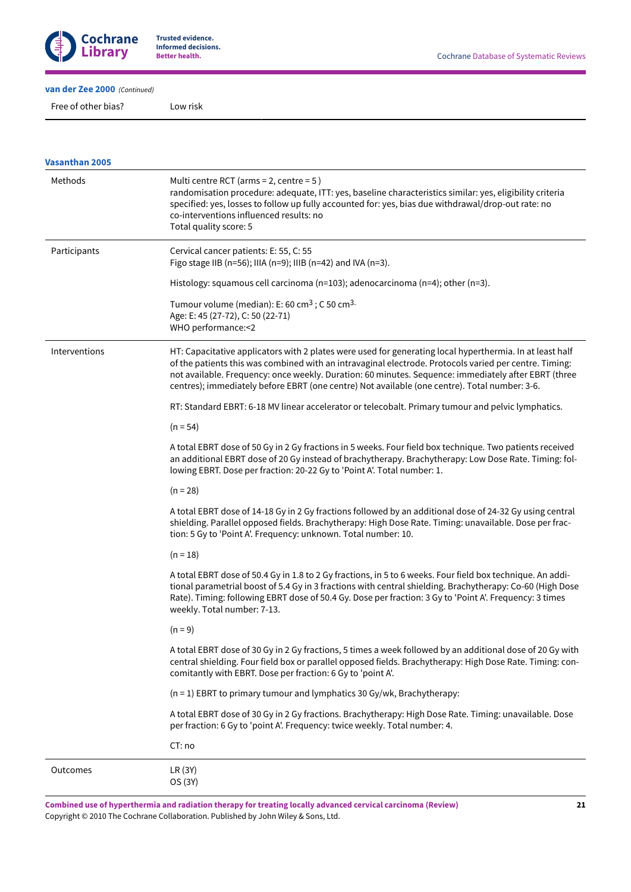**van der Zee 2000** *(Continued)*

| | |
|---|---|
| Free of other bias? | Low risk |

**Vasanthan 2005**

| | |
|---|---|
| Methods | Multi centre RCT (arms = 2, centre = 5 )<br>randomisation procedure: adequate, ITT: yes, baseline characteristics similar: yes, eligibility criteria specified: yes, losses to follow up fully accounted for: yes, bias due withdrawal/drop-out rate: no co-interventions influenced results: no<br>Total quality score: 5 |
| Participants | Cervical cancer patients: E: 55, C: 55<br>Figo stage IIB (n=56); IIIA (n=9); IIIB (n=42) and IVA (n=3).<br><br>Histology: squamous cell carcinoma (n=103); adenocarcinoma (n=4); other (n=3).<br><br>Tumour volume (median): E: 60 cm$^3$ ; C 50 cm$^3$.<br>Age: E: 45 (27-72), C: 50 (22-71)<br>WHO performance:<2 |
| Interventions | HT: Capacitative applicators with 2 plates were used for generating local hyperthermia. In at least half of the patients this was combined with an intravaginal electrode. Protocols varied per centre. Timing: not available. Frequency: once weekly. Duration: 60 minutes. Sequence: immediately after EBRT (three centres); immediately before EBRT (one centre) Not available (one centre). Total number: 3-6.<br><br>RT: Standard EBRT: 6-18 MV linear accelerator or telecobalt. Primary tumour and pelvic lymphatics.<br><br>(n = 54)<br><br>A total EBRT dose of 50 Gy in 2 Gy fractions in 5 weeks. Four field box technique. Two patients received an additional EBRT dose of 20 Gy instead of brachytherapy. Brachytherapy: Low Dose Rate. Timing: following EBRT. Dose per fraction: 20-22 Gy to 'Point A'. Total number: 1.<br><br>(n = 28)<br><br>A total EBRT dose of 14-18 Gy in 2 Gy fractions followed by an additional dose of 24-32 Gy using central shielding. Parallel opposed fields. Brachytherapy: High Dose Rate. Timing: unavailable. Dose per fraction: 5 Gy to 'Point A'. Frequency: unknown. Total number: 10.<br><br>(n = 18)<br><br>A total EBRT dose of 50.4 Gy in 1.8 to 2 Gy fractions, in 5 to 6 weeks. Four field box technique. An additional parametrial boost of 5.4 Gy in 3 fractions with central shielding. Brachytherapy: Co-60 (High Dose Rate). Timing: following EBRT dose of 50.4 Gy. Dose per fraction: 3 Gy to 'Point A'. Frequency: 3 times weekly. Total number: 7-13.<br><br>(n = 9)<br><br>A total EBRT dose of 30 Gy in 2 Gy fractions, 5 times a week followed by an additional dose of 20 Gy with central shielding. Four field box or parallel opposed fields. Brachytherapy: High Dose Rate. Timing: concomitantly with EBRT. Dose per fraction: 6 Gy to 'point A'.<br><br>(n = 1) EBRT to primary tumour and lymphatics 30 Gy/wk, Brachytherapy:<br><br>A total EBRT dose of 30 Gy in 2 Gy fractions. Brachytherapy: High Dose Rate. Timing: unavailable. Dose per fraction: 6 Gy to 'point A'. Frequency: twice weekly. Total number: 4.<br><br>CT: no |
| Outcomes | LR (3Y)<br>OS (3Y) |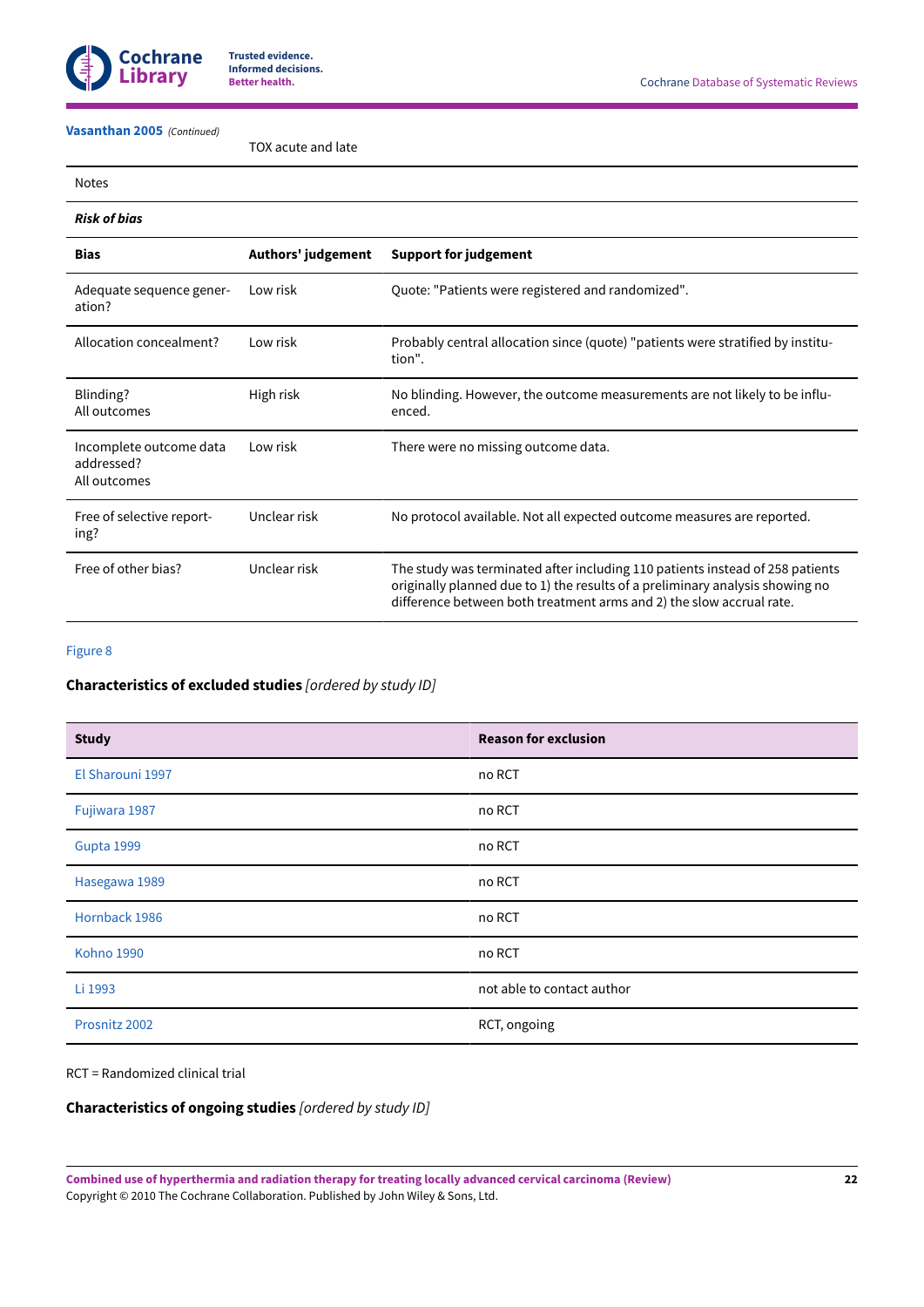**Vasanthan 2005** *(Continued)*

| | |
|---|---|
| | TOX acute and late |
| Notes | |

***Risk of bias***

| Bias | Authors' judgement | Support for judgement |
|---|---|---|
| Adequate sequence generation? | Low risk | Quote: "Patients were registered and randomized". |
| Allocation concealment? | Low risk | Probably central allocation since (quote) "patients were stratified by institution". |
| Blinding?<br>All outcomes | High risk | No blinding. However, the outcome measurements are not likely to be influenced. |
| Incomplete outcome data addressed?<br>All outcomes | Low risk | There were no missing outcome data. |
| Free of selective reporting? | Unclear risk | No protocol available. Not all expected outcome measures are reported. |
| Free of other bias? | Unclear risk | The study was terminated after including 110 patients instead of 258 patients originally planned due to 1) the results of a preliminary analysis showing no difference between both treatment arms and 2) the slow accrual rate. |

Figure 8

**Characteristics of excluded studies** *[ordered by study ID]*

| Study | Reason for exclusion |
|---|---|
| El Sharouni 1997 | no RCT |
| Fujiwara 1987 | no RCT |
| Gupta 1999 | no RCT |
| Hasegawa 1989 | no RCT |
| Hornback 1986 | no RCT |
| Kohno 1990 | no RCT |
| Li 1993 | not able to contact author |
| Prosnitz 2002 | RCT, ongoing |

RCT = Randomized clinical trial

**Characteristics of ongoing studies** *[ordered by study ID]*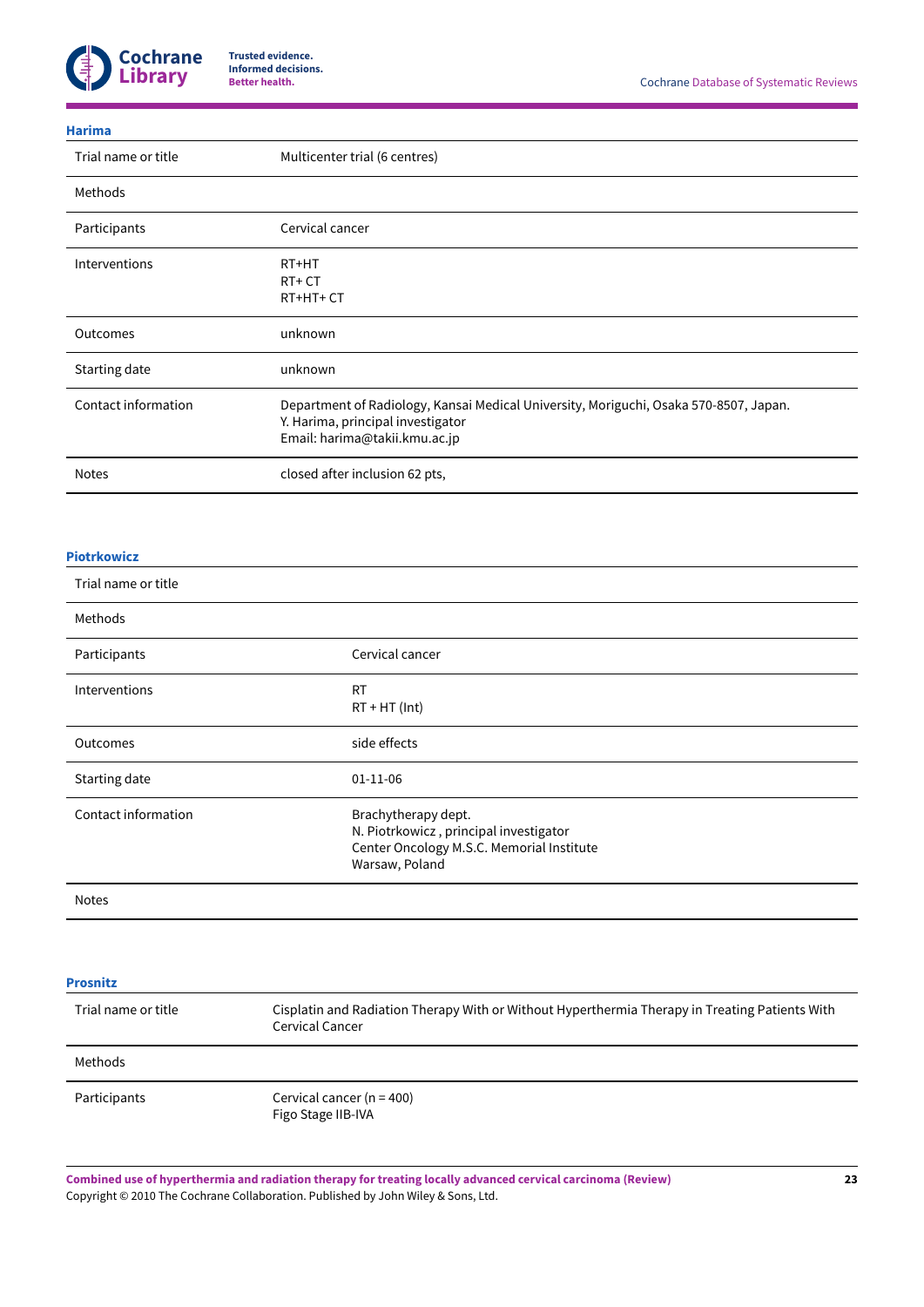**Harima**

| | |
|---|---|
| Trial name or title | Multicenter trial (6 centres) |
| Methods | |
| Participants | Cervical cancer |
| Interventions | RT+HT<br>RT+ CT<br>RT+HT+ CT |
| Outcomes | unknown |
| Starting date | unknown |
| Contact information | Department of Radiology, Kansai Medical University, Moriguchi, Osaka 570-8507, Japan.<br>Y. Harima, principal investigator<br>Email: harima@takii.kmu.ac.jp |
| Notes | closed after inclusion 62 pts, |

**Piotrkowicz**

| | |
|---|---|
| Trial name or title | |
| Methods | |
| Participants | Cervical cancer |
| Interventions | RT<br>RT + HT (Int) |
| Outcomes | side effects |
| Starting date | 01-11-06 |
| Contact information | Brachytherapy dept.<br>N. Piotrkowicz , principal investigator<br>Center Oncology M.S.C. Memorial Institute<br>Warsaw, Poland |
| Notes | |

**Prosnitz**

| | |
|---|---|
| Trial name or title | Cisplatin and Radiation Therapy With or Without Hyperthermia Therapy in Treating Patients With Cervical Cancer |
| Methods | |
| Participants | Cervical cancer (n = 400)<br>Figo Stage IIB-IVA |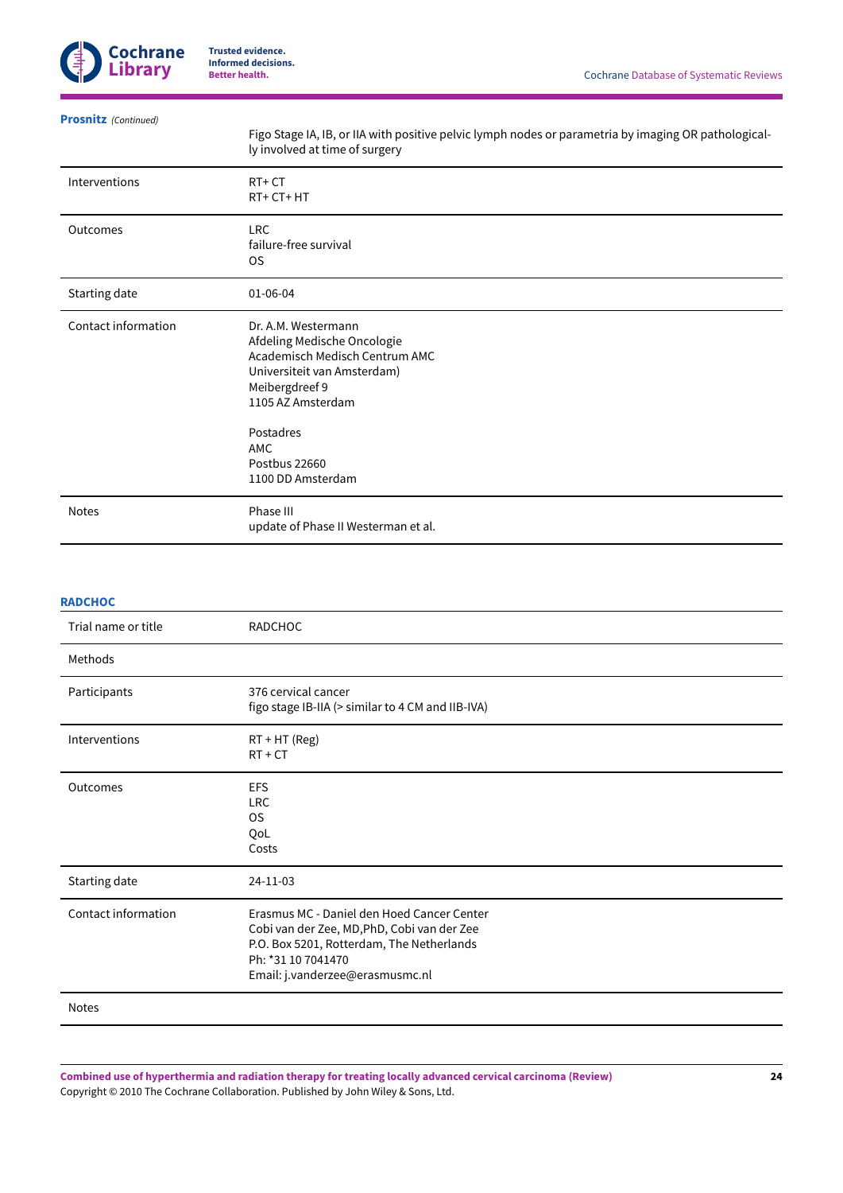**Prosnitz** *(Continued)*

| | |
|---|---|
| | Figo Stage IA, IB, or IIA with positive pelvic lymph nodes or parametria by imaging OR pathologically involved at time of surgery |
| Interventions | RT+ CT<br>RT+ CT+ HT |
| Outcomes | LRC<br>failure-free survival<br>OS |
| Starting date | 01-06-04 |
| Contact information | Dr. A.M. Westermann<br>Afdeling Medische Oncologie<br>Academisch Medisch Centrum AMC<br>Universiteit van Amsterdam)<br>Meibergdreef 9<br>1105 AZ Amsterdam<br><br>Postadres<br>AMC<br>Postbus 22660<br>1100 DD Amsterdam |
| Notes | Phase III<br>update of Phase II Westerman et al. |

**RADCHOC**

| | |
|---|---|
| Trial name or title | RADCHOC |
| Methods | |
| Participants | 376 cervical cancer<br>figo stage IB-IIA (> similar to 4 CM and IIB-IVA) |
| Interventions | RT + HT (Reg)<br>RT + CT |
| Outcomes | EFS<br>LRC<br>OS<br>QoL<br>Costs |
| Starting date | 24-11-03 |
| Contact information | Erasmus MC - Daniel den Hoed Cancer Center<br>Cobi van der Zee, MD,PhD, Cobi van der Zee<br>P.O. Box 5201, Rotterdam, The Netherlands<br>Ph: *31 10 7041470<br>Email: j.vanderzee@erasmusmc.nl |
| Notes | |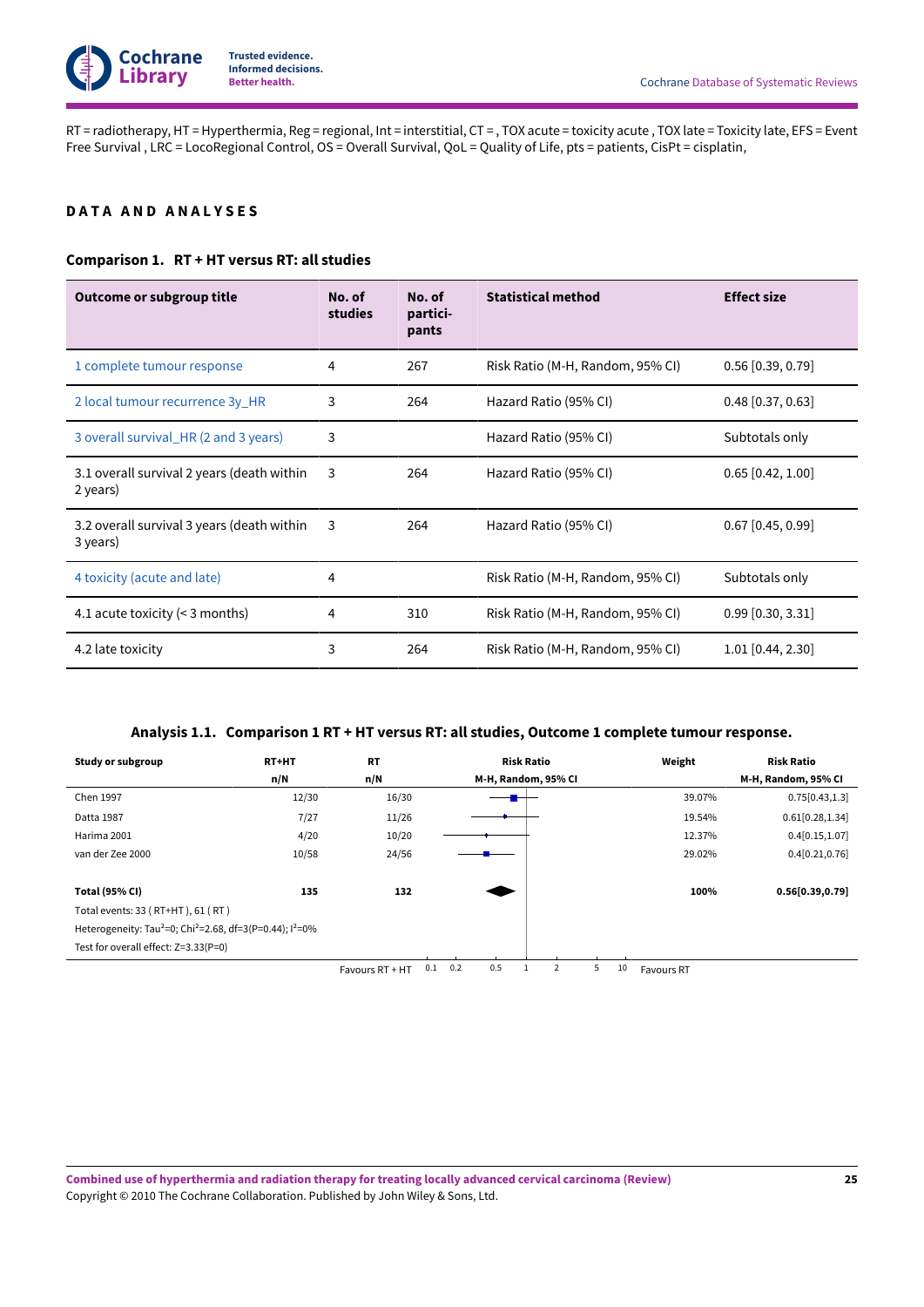RT = radiotherapy, HT = Hyperthermia, Reg = regional, Int = interstitial, CT = , TOX acute = toxicity acute , TOX late = Toxicity late, EFS = Event Free Survival , LRC = LocoRegional Control, OS = Overall Survival, QoL = Quality of Life, pts = patients, CisPt = cisplatin,

## DATA AND ANALYSES

### Comparison 1. RT + HT versus RT: all studies

| Outcome or subgroup title | No. of studies | No. of partici-pants | Statistical method | Effect size |
|---|---|---|---|---|
| 1 complete tumour response | 4 | 267 | Risk Ratio (M-H, Random, 95% CI) | 0.56 [0.39, 0.79] |
| 2 local tumour recurrence 3y_HR | 3 | 264 | Hazard Ratio (95% CI) | 0.48 [0.37, 0.63] |
| 3 overall survival_HR (2 and 3 years) | 3 | | Hazard Ratio (95% CI) | Subtotals only |
| 3.1 overall survival 2 years (death within 2 years) | 3 | 264 | Hazard Ratio (95% CI) | 0.65 [0.42, 1.00] |
| 3.2 overall survival 3 years (death within 3 years) | 3 | 264 | Hazard Ratio (95% CI) | 0.67 [0.45, 0.99] |
| 4 toxicity (acute and late) | 4 | | Risk Ratio (M-H, Random, 95% CI) | Subtotals only |
| 4.1 acute toxicity (< 3 months) | 4 | 310 | Risk Ratio (M-H, Random, 95% CI) | 0.99 [0.30, 3.31] |
| 4.2 late toxicity | 3 | 264 | Risk Ratio (M-H, Random, 95% CI) | 1.01 [0.44, 2.30] |

### Analysis 1.1. Comparison 1 RT + HT versus RT: all studies, Outcome 1 complete tumour response.

| Study or subgroup | RT+HT n/N | RT n/N | Risk Ratio M-H, Random, 95% CI | Weight | Risk Ratio M-H, Random, 95% CI |
|---|---|---|---|---|---|
| Chen 1997 | 12/30 | 16/30 | | 39.07% | 0.75[0.43,1.3] |
| Datta 1987 | 7/27 | 11/26 | | 19.54% | 0.61[0.28,1.34] |
| Harima 2001 | 4/20 | 10/20 | | 12.37% | 0.4[0.15,1.07] |
| van der Zee 2000 | 10/58 | 24/56 | | 29.02% | 0.4[0.21,0.76] |
| **Total (95% CI)** | **135** | **132** | | **100%** | **0.56[0.39,0.79]** |
| Total events: 33 ( RT+HT ), 61 ( RT ) | | | | | |
| Heterogeneity: Tau²=0; Chi²=2.68, df=3(P=0.44); I²=0% | | | | | |
| Test for overall effect: Z=3.33(P=0) | | | | | |

Favours RT + HT — 0.1 0.2 0.5 1 2 5 10 — Favours RT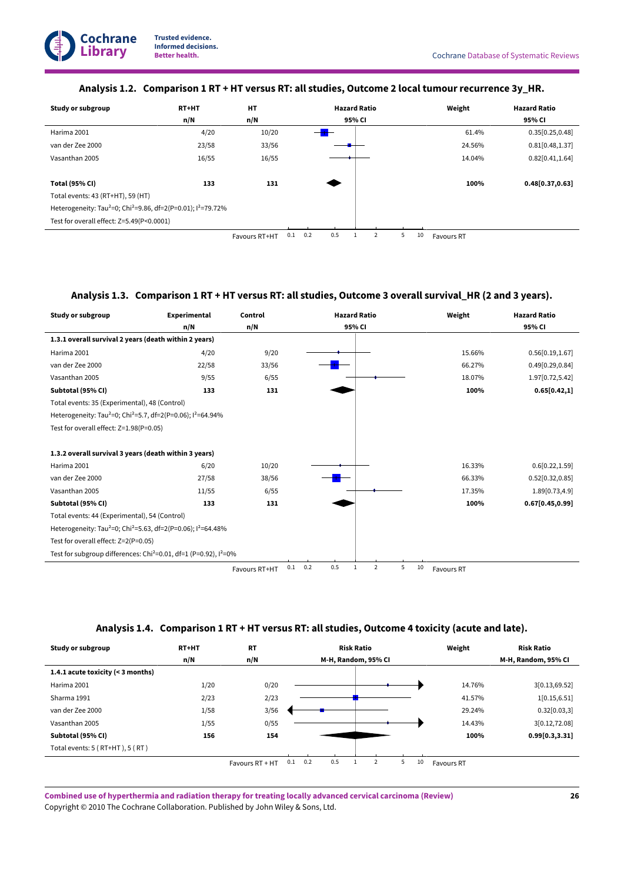### Analysis 1.2. Comparison 1 RT + HT versus RT: all studies, Outcome 2 local tumour recurrence 3y_HR.

| Study or subgroup | RT+HT n/N | HT n/N | Weight | Hazard Ratio 95% CI |
|---|---|---|---|---|
| Harima 2001 | 4/20 | 10/20 | 61.4% | 0.35[0.25,0.48] |
| van der Zee 2000 | 23/58 | 33/56 | 24.56% | 0.81[0.48,1.37] |
| Vasanthan 2005 | 16/55 | 16/55 | 14.04% | 0.82[0.41,1.64] |
| **Total (95% CI)** | **133** | **131** | **100%** | **0.48[0.37,0.63]** |

Total events: 43 (RT+HT), 59 (HT)

Heterogeneity: $Tau^2=0$; $Chi^2=9.86$, $df=2(P=0.01)$; $I^2=79.72\%$

Test for overall effect: $Z=5.49(P<0.0001)$

Favours RT+HT | 0.1 0.2 0.5 1 2 5 10 | Favours RT

### Analysis 1.3. Comparison 1 RT + HT versus RT: all studies, Outcome 3 overall survival_HR (2 and 3 years).

| Study or subgroup | Experimental n/N | Control n/N | Weight | Hazard Ratio 95% CI |
|---|---|---|---|---|
| **1.3.1 overall survival 2 years (death within 2 years)** | | | | |
| Harima 2001 | 4/20 | 9/20 | 15.66% | 0.56[0.19,1.67] |
| van der Zee 2000 | 22/58 | 33/56 | 66.27% | 0.49[0.29,0.84] |
| Vasanthan 2005 | 9/55 | 6/55 | 18.07% | 1.97[0.72,5.42] |
| **Subtotal (95% CI)** | **133** | **131** | **100%** | **0.65[0.42,1]** |
| Total events: 35 (Experimental), 48 (Control) | | | | |
| Heterogeneity: $Tau^2=0$; $Chi^2=5.7$, $df=2(P=0.06)$; $I^2=64.94\%$ | | | | |
| Test for overall effect: $Z=1.98(P=0.05)$ | | | | |
| **1.3.2 overall survival 3 years (death within 3 years)** | | | | |
| Harima 2001 | 6/20 | 10/20 | 16.33% | 0.6[0.22,1.59] |
| van der Zee 2000 | 27/58 | 38/56 | 66.33% | 0.52[0.32,0.85] |
| Vasanthan 2005 | 11/55 | 6/55 | 17.35% | 1.89[0.73,4.9] |
| **Subtotal (95% CI)** | **133** | **131** | **100%** | **0.67[0.45,0.99]** |
| Total events: 44 (Experimental), 54 (Control) | | | | |
| Heterogeneity: $Tau^2=0$; $Chi^2=5.63$, $df=2(P=0.06)$; $I^2=64.48\%$ | | | | |
| Test for overall effect: $Z=2(P=0.05)$ | | | | |
| Test for subgroup differences: $Chi^2=0.01$, $df=1$ $(P=0.92)$, $I^2=0\%$ | | | | |

Favours RT+HT | 0.1 0.2 0.5 1 2 5 10 | Favours RT

### Analysis 1.4. Comparison 1 RT + HT versus RT: all studies, Outcome 4 toxicity (acute and late).

| Study or subgroup | RT+HT n/N | RT n/N | Weight | Risk Ratio M-H, Random, 95% CI |
|---|---|---|---|---|
| **1.4.1 acute toxicity (< 3 months)** | | | | |
| Harima 2001 | 1/20 | 0/20 | 14.76% | 3[0.13,69.52] |
| Sharma 1991 | 2/23 | 2/23 | 41.57% | 1[0.15,6.51] |
| van der Zee 2000 | 1/58 | 3/56 | 29.24% | 0.32[0.03,3] |
| Vasanthan 2005 | 1/55 | 0/55 | 14.43% | 3[0.12,72.08] |
| **Subtotal (95% CI)** | **156** | **154** | **100%** | **0.99[0.3,3.31]** |
| Total events: 5 ( RT+HT ), 5 ( RT ) | | | | |

Favours RT + HT | 0.1 0.2 0.5 1 2 5 10 | Favours RT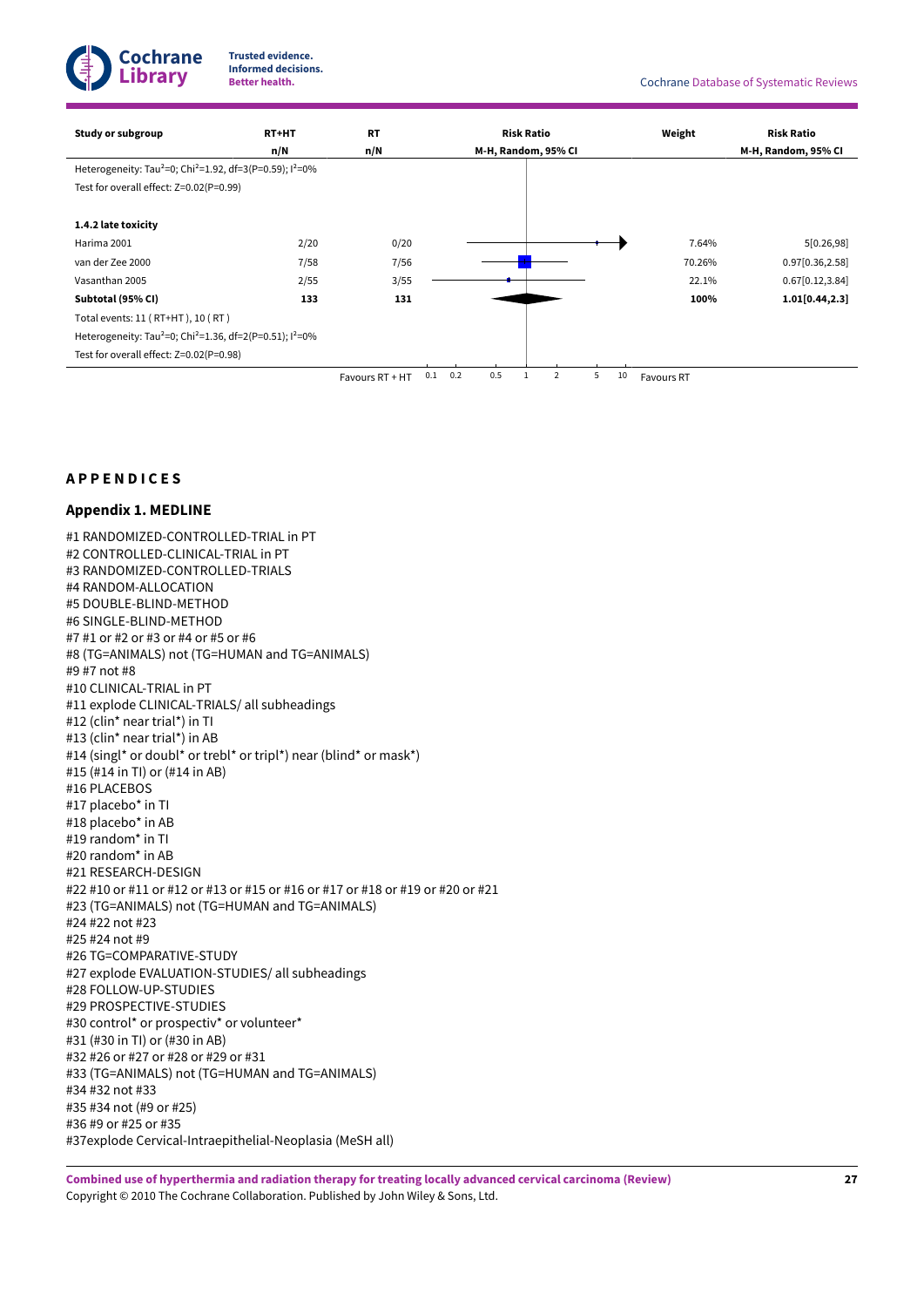| Study or subgroup | RT+HT | RT | Risk Ratio | Weight | Risk Ratio |
|---|---|---|---|---|---|
| | n/N | n/N | M-H, Random, 95% CI | | M-H, Random, 95% CI |
| Heterogeneity: Tau²=0; Chi²=1.92, df=3(P=0.59); I²=0% | | | | | |
| Test for overall effect: Z=0.02(P=0.99) | | | | | |
| | | | | | |
| **1.4.2 late toxicity** | | | | | |
| Harima 2001 | 2/20 | 0/20 | | 7.64% | 5[0.26,98] |
| van der Zee 2000 | 7/58 | 7/56 | | 70.26% | 0.97[0.36,2.58] |
| Vasanthan 2005 | 2/55 | 3/55 | | 22.1% | 0.67[0.12,3.84] |
| **Subtotal (95% CI)** | **133** | **131** | | **100%** | **1.01[0.44,2.3]** |
| Total events: 11 ( RT+HT ), 10 ( RT ) | | | | | |
| Heterogeneity: Tau²=0; Chi²=1.36, df=2(P=0.51); I²=0% | | | | | |
| Test for overall effect: Z=0.02(P=0.98) | | | | | |
| | | Favours RT + HT | 0.1 0.2 0.5 1 2 5 10 | Favours RT | |

# APPENDICES

## Appendix 1. MEDLINE

#1 RANDOMIZED-CONTROLLED-TRIAL in PT
#2 CONTROLLED-CLINICAL-TRIAL in PT
#3 RANDOMIZED-CONTROLLED-TRIALS
#4 RANDOM-ALLOCATION
#5 DOUBLE-BLIND-METHOD
#6 SINGLE-BLIND-METHOD
#7 #1 or #2 or #3 or #4 or #5 or #6
#8 (TG=ANIMALS) not (TG=HUMAN and TG=ANIMALS)
#9 #7 not #8
#10 CLINICAL-TRIAL in PT
#11 explode CLINICAL-TRIALS/ all subheadings
#12 (clin* near trial*) in TI
#13 (clin* near trial*) in AB
#14 (singl* or doubl* or trebl* or tripl*) near (blind* or mask*)
#15 (#14 in TI) or (#14 in AB)
#16 PLACEBOS
#17 placebo* in TI
#18 placebo* in AB
#19 random* in TI
#20 random* in AB
#21 RESEARCH-DESIGN
#22 #10 or #11 or #12 or #13 or #15 or #16 or #17 or #18 or #19 or #20 or #21
#23 (TG=ANIMALS) not (TG=HUMAN and TG=ANIMALS)
#24 #22 not #23
#25 #24 not #9
#26 TG=COMPARATIVE-STUDY
#27 explode EVALUATION-STUDIES/ all subheadings
#28 FOLLOW-UP-STUDIES
#29 PROSPECTIVE-STUDIES
#30 control* or prospectiv* or volunteer*
#31 (#30 in TI) or (#30 in AB)
#32 #26 or #27 or #28 or #29 or #31
#33 (TG=ANIMALS) not (TG=HUMAN and TG=ANIMALS)
#34 #32 not #33
#35 #34 not (#9 or #25)
#36 #9 or #25 or #35
#37explode Cervical-Intraepithelial-Neoplasia (MeSH all)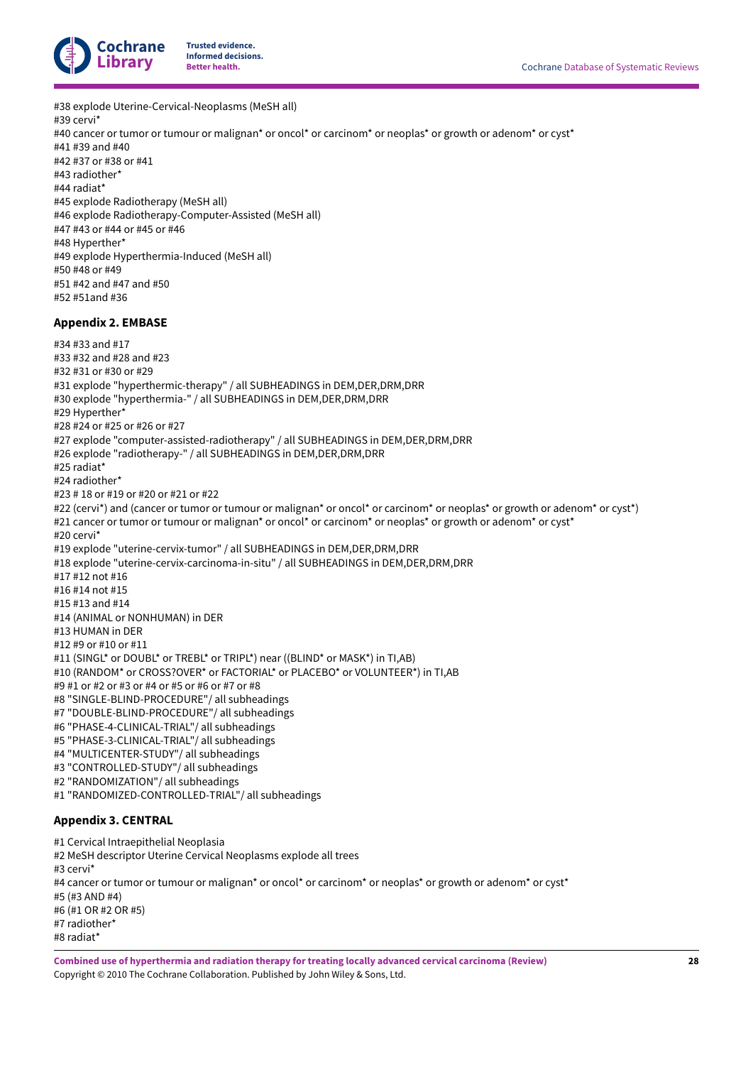#38 explode Uterine-Cervical-Neoplasms (MeSH all)
#39 cervi*
#40 cancer or tumor or tumour or malignan* or oncol* or carcinom* or neoplas* or growth or adenom* or cyst*
#41 #39 and #40
#42 #37 or #38 or #41
#43 radiother*
#44 radiat*
#45 explode Radiotherapy (MeSH all)
#46 explode Radiotherapy-Computer-Assisted (MeSH all)
#47 #43 or #44 or #45 or #46
#48 Hyperther*
#49 explode Hyperthermia-Induced (MeSH all)
#50 #48 or #49
#51 #42 and #47 and #50
#52 #51and #36

### Appendix 2. EMBASE

#34 #33 and #17
#33 #32 and #28 and #23
#32 #31 or #30 or #29
#31 explode "hyperthermic-therapy" / all SUBHEADINGS in DEM,DER,DRM,DRR
#30 explode "hyperthermia-" / all SUBHEADINGS in DEM,DER,DRM,DRR
#29 Hyperther*
#28 #24 or #25 or #26 or #27
#27 explode "computer-assisted-radiotherapy" / all SUBHEADINGS in DEM,DER,DRM,DRR
#26 explode "radiotherapy-" / all SUBHEADINGS in DEM,DER,DRM,DRR
#25 radiat*
#24 radiother*
#23 # 18 or #19 or #20 or #21 or #22
#22 (cervi*) and (cancer or tumor or tumour or malignan* or oncol* or carcinom* or neoplas* or growth or adenom* or cyst*)
#21 cancer or tumor or tumour or malignan* or oncol* or carcinom* or neoplas* or growth or adenom* or cyst*
#20 cervi*
#19 explode "uterine-cervix-tumor" / all SUBHEADINGS in DEM,DER,DRM,DRR
#18 explode "uterine-cervix-carcinoma-in-situ" / all SUBHEADINGS in DEM,DER,DRM,DRR
#17 #12 not #16
#16 #14 not #15
#15 #13 and #14
#14 (ANIMAL or NONHUMAN) in DER
#13 HUMAN in DER
#12 #9 or #10 or #11
#11 (SINGL* or DOUBL* or TREBL* or TRIPL*) near ((BLIND* or MASK*) in TI,AB)
#10 (RANDOM* or CROSS?OVER* or FACTORIAL* or PLACEBO* or VOLUNTEER*) in TI,AB
#9 #1 or #2 or #3 or #4 or #5 or #6 or #7 or #8
#8 "SINGLE-BLIND-PROCEDURE"/ all subheadings
#7 "DOUBLE-BLIND-PROCEDURE"/ all subheadings
#6 "PHASE-4-CLINICAL-TRIAL"/ all subheadings
#5 "PHASE-3-CLINICAL-TRIAL"/ all subheadings
#4 "MULTICENTER-STUDY"/ all subheadings
#3 "CONTROLLED-STUDY"/ all subheadings
#2 "RANDOMIZATION"/ all subheadings
#1 "RANDOMIZED-CONTROLLED-TRIAL"/ all subheadings

### Appendix 3. CENTRAL

#1 Cervical Intraepithelial Neoplasia
#2 MeSH descriptor Uterine Cervical Neoplasms explode all trees
#3 cervi*
#4 cancer or tumor or tumour or malignan* or oncol* or carcinom* or neoplas* or growth or adenom* or cyst*
#5 (#3 AND #4)
#6 (#1 OR #2 OR #5)
#7 radiother*
#8 radiat*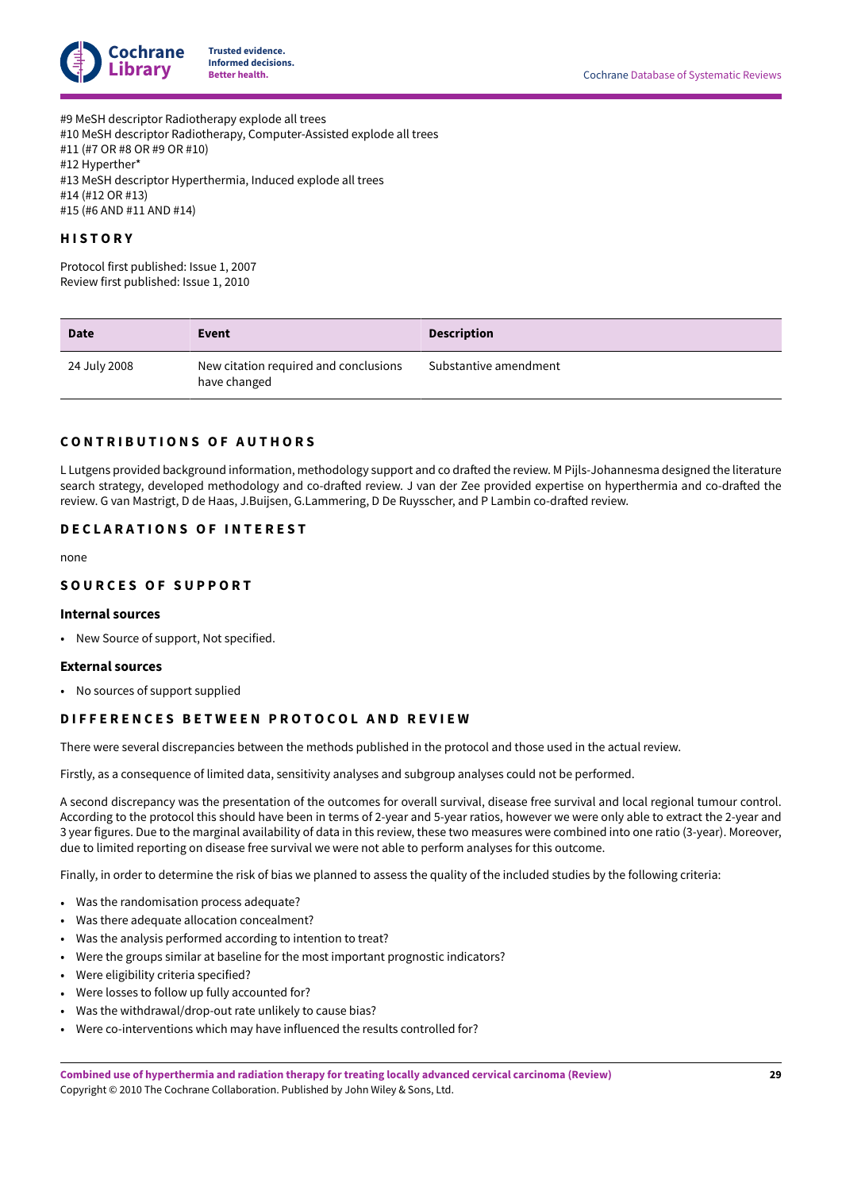#9 MeSH descriptor Radiotherapy explode all trees
#10 MeSH descriptor Radiotherapy, Computer-Assisted explode all trees
#11 (#7 OR #8 OR #9 OR #10)
#12 Hyperther*
#13 MeSH descriptor Hyperthermia, Induced explode all trees
#14 (#12 OR #13)
#15 (#6 AND #11 AND #14)

## HISTORY

Protocol first published: Issue 1, 2007
Review first published: Issue 1, 2010

| Date | Event | Description |
| --- | --- | --- |
| 24 July 2008 | New citation required and conclusions have changed | Substantive amendment |

## CONTRIBUTIONS OF AUTHORS

L Lutgens provided background information, methodology support and co drafted the review. M Pijls-Johannesma designed the literature search strategy, developed methodology and co-drafted review. J van der Zee provided expertise on hyperthermia and co-drafted the review. G van Mastrigt, D de Haas, J.Buijsen, G.Lammering, D De Ruysscher, and P Lambin co-drafted review.

## DECLARATIONS OF INTEREST

none

## SOURCES OF SUPPORT

### Internal sources

- New Source of support, Not specified.

### External sources

- No sources of support supplied

## DIFFERENCES BETWEEN PROTOCOL AND REVIEW

There were several discrepancies between the methods published in the protocol and those used in the actual review.

Firstly, as a consequence of limited data, sensitivity analyses and subgroup analyses could not be performed.

A second discrepancy was the presentation of the outcomes for overall survival, disease free survival and local regional tumour control. According to the protocol this should have been in terms of 2-year and 5-year ratios, however we were only able to extract the 2-year and 3 year figures. Due to the marginal availability of data in this review, these two measures were combined into one ratio (3-year). Moreover, due to limited reporting on disease free survival we were not able to perform analyses for this outcome.

Finally, in order to determine the risk of bias we planned to assess the quality of the included studies by the following criteria:

- Was the randomisation process adequate?
- Was there adequate allocation concealment?
- Was the analysis performed according to intention to treat?
- Were the groups similar at baseline for the most important prognostic indicators?
- Were eligibility criteria specified?
- Were losses to follow up fully accounted for?
- Was the withdrawal/drop-out rate unlikely to cause bias?
- Were co-interventions which may have influenced the results controlled for?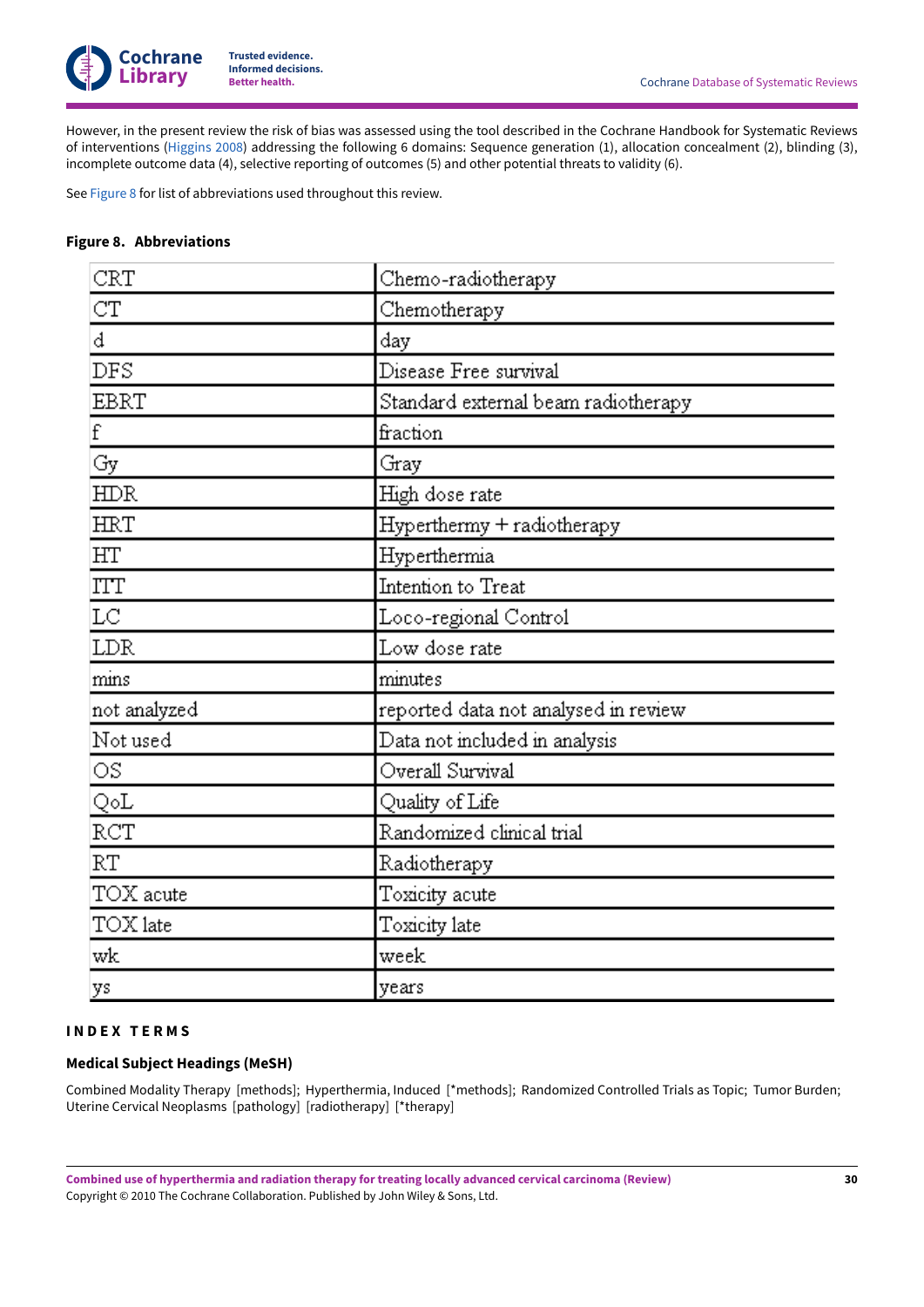However, in the present review the risk of bias was assessed using the tool described in the Cochrane Handbook for Systematic Reviews of interventions (Higgins 2008) addressing the following 6 domains: Sequence generation (1), allocation concealment (2), blinding (3), incomplete outcome data (4), selective reporting of outcomes (5) and other potential threats to validity (6).

See Figure 8 for list of abbreviations used throughout this review.

**Figure 8. Abbreviations**

| | |
|---|---|
| CRT | Chemo-radiotherapy |
| CT | Chemotherapy |
| d | day |
| DFS | Disease Free survival |
| EBRT | Standard external beam radiotherapy |
| f | fraction |
| Gy | Gray |
| HDR | High dose rate |
| HRT | Hyperthermy + radiotherapy |
| HT | Hyperthermia |
| ITT | Intention to Treat |
| LC | Loco-regional Control |
| LDR | Low dose rate |
| mins | minutes |
| not analyzed | reported data not analysed in review |
| Not used | Data not included in analysis |
| OS | Overall Survival |
| QoL | Quality of Life |
| RCT | Randomized clinical trial |
| RT | Radiotherapy |
| TOX acute | Toxicity acute |
| TOX late | Toxicity late |
| wk | week |
| ys | years |

## INDEX TERMS

### Medical Subject Headings (MeSH)

Combined Modality Therapy [methods]; Hyperthermia, Induced [*methods]; Randomized Controlled Trials as Topic; Tumor Burden; Uterine Cervical Neoplasms [pathology] [radiotherapy] [*therapy]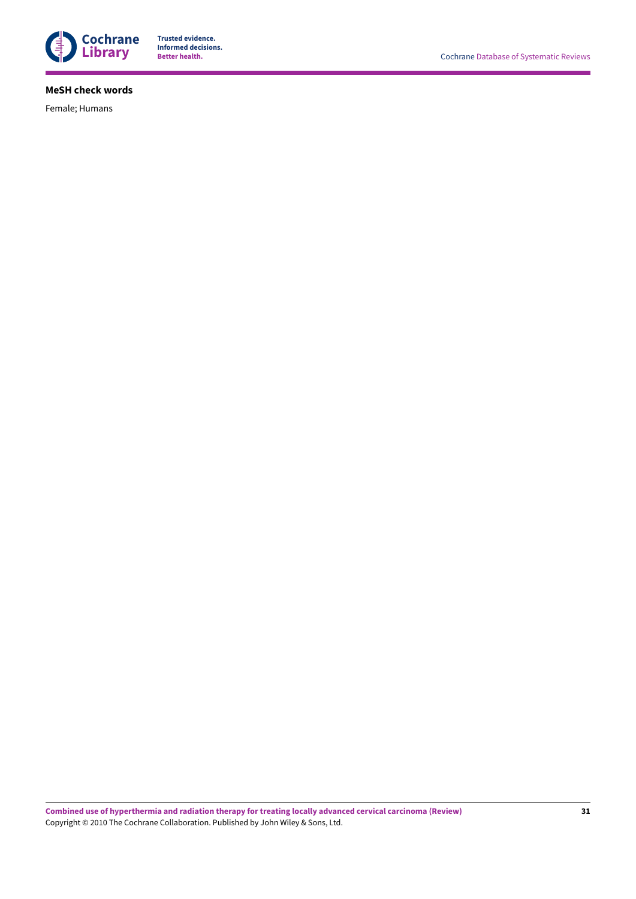### MeSH check words

Female; Humans